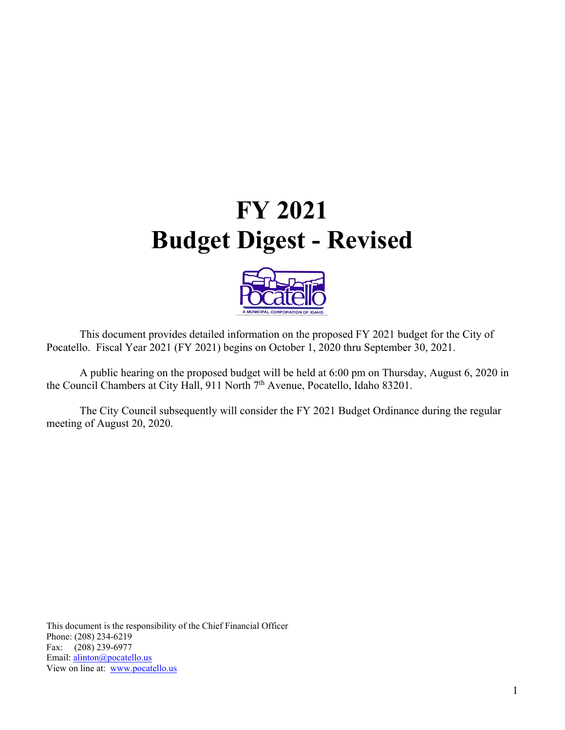# FY 2021
# Budget Digest - Revised

This document provides detailed information on the proposed FY 2021 budget for the City of Pocatello. Fiscal Year 2021 (FY 2021) begins on October 1, 2020 thru September 30, 2021.

A public hearing on the proposed budget will be held at 6:00 pm on Thursday, August 6, 2020 in the Council Chambers at City Hall, 911 North 7th Avenue, Pocatello, Idaho 83201.

The City Council subsequently will consider the FY 2021 Budget Ordinance during the regular meeting of August 20, 2020.

This document is the responsibility of the Chief Financial Officer
Phone: (208) 234-6219
Fax: (208) 239-6977
Email: alinton@pocatello.us
View on line at: www.pocatello.us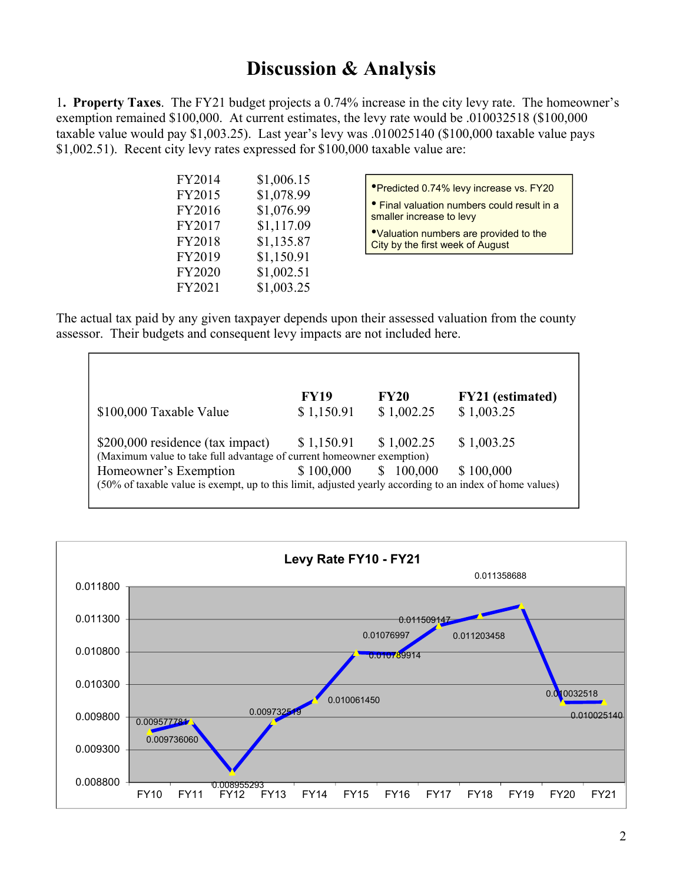# Discussion & Analysis

1. **Property Taxes**. The FY21 budget projects a 0.74% increase in the city levy rate. The homeowner's exemption remained $100,000. At current estimates, the levy rate would be .010032518 ($100,000 taxable value would pay $1,003.25). Last year's levy was .010025140 ($100,000 taxable value pays $1,002.51). Recent city levy rates expressed for $100,000 taxable value are:

| | |
|---|---|
| FY2014 | $1,006.15 |
| FY2015 | $1,078.99 |
| FY2016 | $1,076.99 |
| FY2017 | $1,117.09 |
| FY2018 | $1,135.87 |
| FY2019 | $1,150.91 |
| FY2020 | $1,002.51 |
| FY2021 | $1,003.25 |

- Predicted 0.74% levy increase vs. FY20
- Final valuation numbers could result in a smaller increase to levy
- Valuation numbers are provided to the City by the first week of August

The actual tax paid by any given taxpayer depends upon their assessed valuation from the county assessor. Their budgets and consequent levy impacts are not included here.

| | FY19 | FY20 | FY21 (estimated) |
|---|---|---|---|
| $100,000 Taxable Value | $ 1,150.91 | $ 1,002.25 | $ 1,003.25 |
| $200,000 residence (tax impact)<br>(Maximum value to take full advantage of current homeowner exemption) | $ 1,150.91 | $ 1,002.25 | $ 1,003.25 |
| Homeowner's Exemption<br>(50% of taxable value is exempt, up to this limit, adjusted yearly according to an index of home values) | $ 100,000 | $ 100,000 | $ 100,000 |

**Levy Rate FY10 - FY21**

| Fiscal Year | Levy Rate |
|---|---|
| FY10 | 0.009577781 |
| FY11 | 0.009736060 |
| FY12 | 0.008955293 |
| FY13 | 0.009732519 |
| FY14 | 0.010061450 |
| FY15 | 0.01076997 |
| FY16 | 0.010789914 |
| FY17 | 0.011203458 |
| FY18 | 0.011358688 |
| FY19 | 0.011509147 |
| FY20 | 0.010025140 |
| FY21 | 0.010032518 |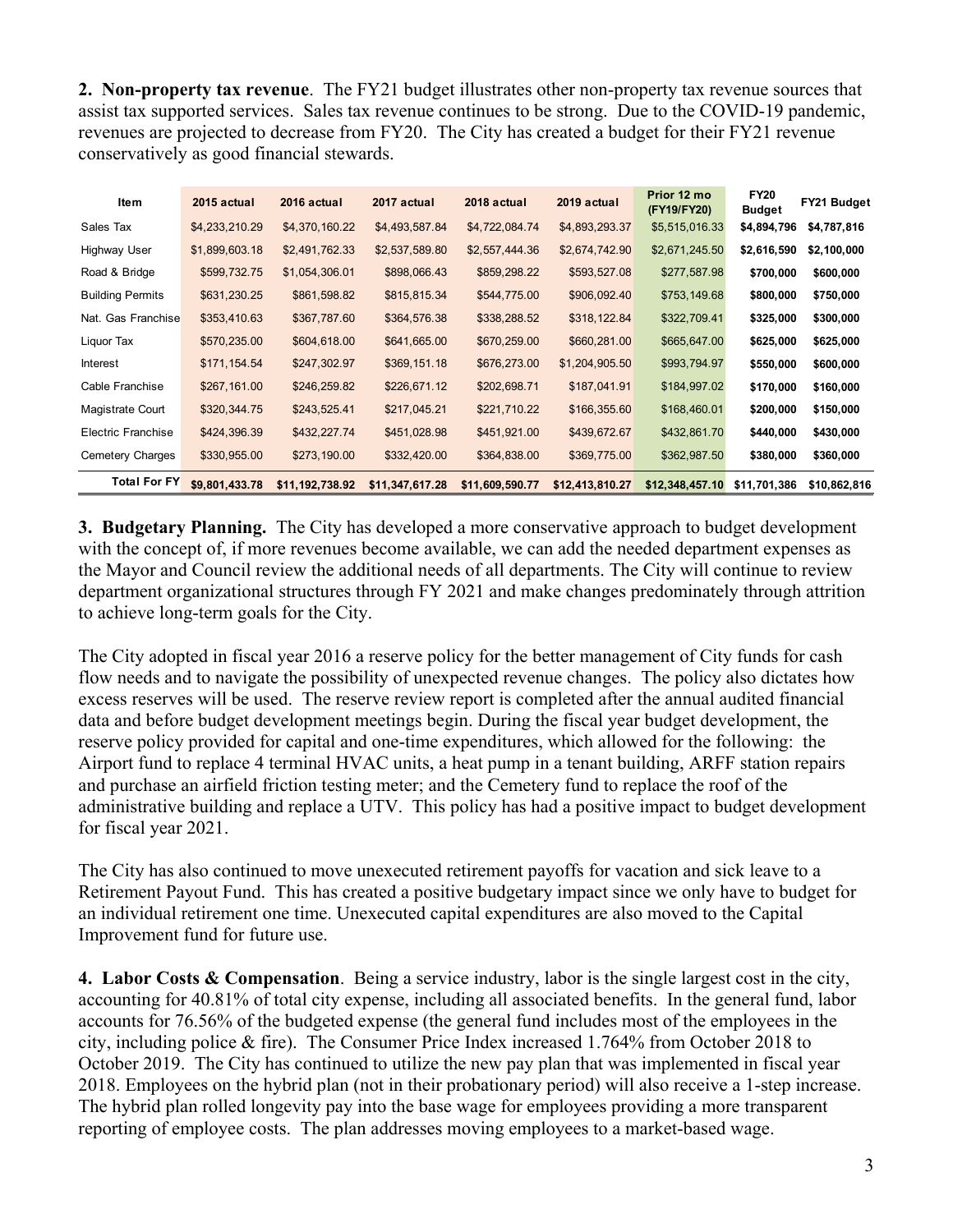**2. Non-property tax revenue**. The FY21 budget illustrates other non-property tax revenue sources that assist tax supported services. Sales tax revenue continues to be strong. Due to the COVID-19 pandemic, revenues are projected to decrease from FY20. The City has created a budget for their FY21 revenue conservatively as good financial stewards.

| Item | 2015 actual | 2016 actual | 2017 actual | 2018 actual | 2019 actual | Prior 12 mo (FY19/FY20) | FY20 Budget | FY21 Budget |
|---|---|---|---|---|---|---|---|---|
| Sales Tax | $4,233,210.29 | $4,370,160.22 | $4,493,587.84 | $4,722,084.74 | $4,893,293.37 | $5,515,016.33 | **$4,894,796** | **$4,787,816** |
| Highway User | $1,899,603.18 | $2,491,762.33 | $2,537,589.80 | $2,557,444.36 | $2,674,742.90 | $2,671,245.50 | **$2,616,590** | **$2,100,000** |
| Road & Bridge | $599,732.75 | $1,054,306.01 | $898,066.43 | $859,298.22 | $593,527.08 | $277,587.98 | **$700,000** | **$600,000** |
| Building Permits | $631,230.25 | $861,598.82 | $815,815.34 | $544,775.00 | $906,092.40 | $753,149.68 | **$800,000** | **$750,000** |
| Nat. Gas Franchise | $353,410.63 | $367,787.60 | $364,576.38 | $338,288.52 | $318,122.84 | $322,709.41 | **$325,000** | **$300,000** |
| Liquor Tax | $570,235.00 | $604,618.00 | $641,665.00 | $670,259.00 | $660,281.00 | $665,647.00 | **$625,000** | **$625,000** |
| Interest | $171,154.54 | $247,302.97 | $369,151.18 | $676,273.00 | $1,204,905.50 | $993,794.97 | **$550,000** | **$600,000** |
| Cable Franchise | $267,161.00 | $246,259.82 | $226,671.12 | $202,698.71 | $187,041.91 | $184,997.02 | **$170,000** | **$160,000** |
| Magistrate Court | $320,344.75 | $243,525.41 | $217,045.21 | $221,710.22 | $166,355.60 | $168,460.01 | **$200,000** | **$150,000** |
| Electric Franchise | $424,396.39 | $432,227.74 | $451,028.98 | $451,921.00 | $439,672.67 | $432,861.70 | **$440,000** | **$430,000** |
| Cemetery Charges | $330,955.00 | $273,190.00 | $332,420.00 | $364,838.00 | $369,775.00 | $362,987.50 | **$380,000** | **$360,000** |
| **Total For FY** | **$9,801,433.78** | **$11,192,738.92** | **$11,347,617.28** | **$11,609,590.77** | **$12,413,810.27** | **$12,348,457.10** | **$11,701,386** | **$10,862,816** |

**3. Budgetary Planning.** The City has developed a more conservative approach to budget development with the concept of, if more revenues become available, we can add the needed department expenses as the Mayor and Council review the additional needs of all departments. The City will continue to review department organizational structures through FY 2021 and make changes predominately through attrition to achieve long-term goals for the City.

The City adopted in fiscal year 2016 a reserve policy for the better management of City funds for cash flow needs and to navigate the possibility of unexpected revenue changes. The policy also dictates how excess reserves will be used. The reserve review report is completed after the annual audited financial data and before budget development meetings begin. During the fiscal year budget development, the reserve policy provided for capital and one-time expenditures, which allowed for the following: the Airport fund to replace 4 terminal HVAC units, a heat pump in a tenant building, ARFF station repairs and purchase an airfield friction testing meter; and the Cemetery fund to replace the roof of the administrative building and replace a UTV. This policy has had a positive impact to budget development for fiscal year 2021.

The City has also continued to move unexecuted retirement payoffs for vacation and sick leave to a Retirement Payout Fund. This has created a positive budgetary impact since we only have to budget for an individual retirement one time. Unexecuted capital expenditures are also moved to the Capital Improvement fund for future use.

**4. Labor Costs & Compensation**. Being a service industry, labor is the single largest cost in the city, accounting for 40.81% of total city expense, including all associated benefits. In the general fund, labor accounts for 76.56% of the budgeted expense (the general fund includes most of the employees in the city, including police & fire). The Consumer Price Index increased 1.764% from October 2018 to October 2019. The City has continued to utilize the new pay plan that was implemented in fiscal year 2018. Employees on the hybrid plan (not in their probationary period) will also receive a 1-step increase. The hybrid plan rolled longevity pay into the base wage for employees providing a more transparent reporting of employee costs. The plan addresses moving employees to a market-based wage.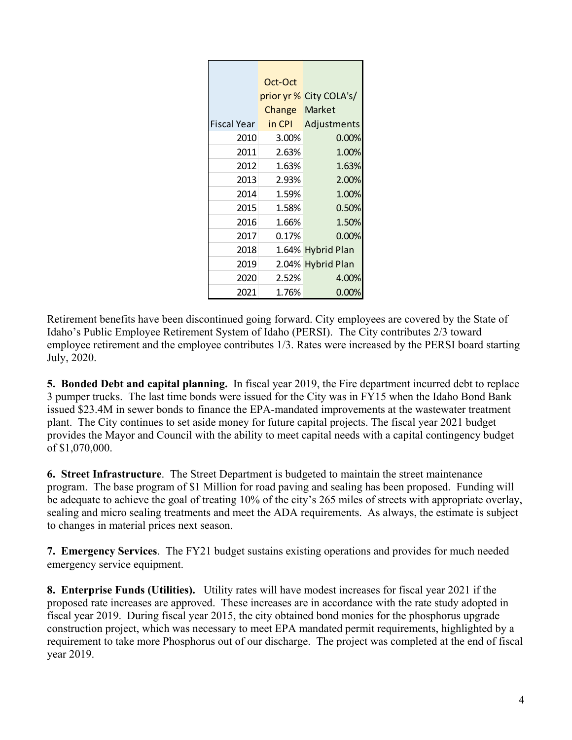| Fiscal Year | Oct-Oct prior yr % Change in CPI | City COLA's/ Market Adjustments |
|---|---|---|
| 2010 | 3.00% | 0.00% |
| 2011 | 2.63% | 1.00% |
| 2012 | 1.63% | 1.63% |
| 2013 | 2.93% | 2.00% |
| 2014 | 1.59% | 1.00% |
| 2015 | 1.58% | 0.50% |
| 2016 | 1.66% | 1.50% |
| 2017 | 0.17% | 0.00% |
| 2018 | 1.64% | Hybrid Plan |
| 2019 | 2.04% | Hybrid Plan |
| 2020 | 2.52% | 4.00% |
| 2021 | 1.76% | 0.00% |

Retirement benefits have been discontinued going forward. City employees are covered by the State of Idaho's Public Employee Retirement System of Idaho (PERSI). The City contributes 2/3 toward employee retirement and the employee contributes 1/3. Rates were increased by the PERSI board starting July, 2020.

**5. Bonded Debt and capital planning.** In fiscal year 2019, the Fire department incurred debt to replace 3 pumper trucks. The last time bonds were issued for the City was in FY15 when the Idaho Bond Bank issued $23.4M in sewer bonds to finance the EPA-mandated improvements at the wastewater treatment plant. The City continues to set aside money for future capital projects. The fiscal year 2021 budget provides the Mayor and Council with the ability to meet capital needs with a capital contingency budget of $1,070,000.

**6. Street Infrastructure**. The Street Department is budgeted to maintain the street maintenance program. The base program of $1 Million for road paving and sealing has been proposed. Funding will be adequate to achieve the goal of treating 10% of the city's 265 miles of streets with appropriate overlay, sealing and micro sealing treatments and meet the ADA requirements. As always, the estimate is subject to changes in material prices next season.

**7. Emergency Services**. The FY21 budget sustains existing operations and provides for much needed emergency service equipment.

**8. Enterprise Funds (Utilities).** Utility rates will have modest increases for fiscal year 2021 if the proposed rate increases are approved. These increases are in accordance with the rate study adopted in fiscal year 2019. During fiscal year 2015, the city obtained bond monies for the phosphorus upgrade construction project, which was necessary to meet EPA mandated permit requirements, highlighted by a requirement to take more Phosphorus out of our discharge. The project was completed at the end of fiscal year 2019.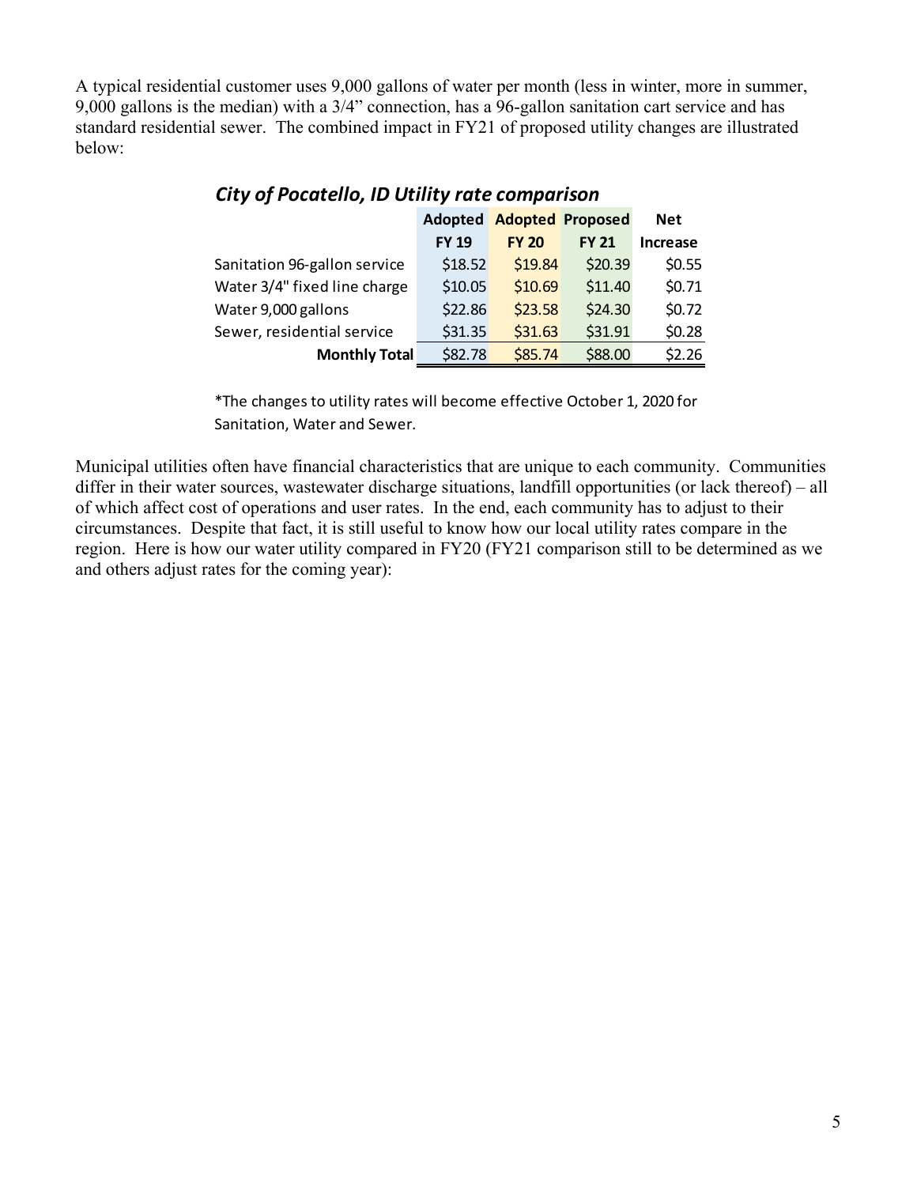A typical residential customer uses 9,000 gallons of water per month (less in winter, more in summer, 9,000 gallons is the median) with a 3/4" connection, has a 96-gallon sanitation cart service and has standard residential sewer. The combined impact in FY21 of proposed utility changes are illustrated below:

### *City of Pocatello, ID Utility rate comparison*

| | Adopted FY 19 | Adopted FY 20 | Proposed FY 21 | Net Increase |
|---|---|---|---|---|
| Sanitation 96-gallon service | $18.52 | $19.84 | $20.39 | $0.55 |
| Water 3/4" fixed line charge | $10.05 | $10.69 | $11.40 | $0.71 |
| Water 9,000 gallons | $22.86 | $23.58 | $24.30 | $0.72 |
| Sewer, residential service | $31.35 | $31.63 | $31.91 | $0.28 |
| **Monthly Total** | $82.78 | $85.74 | $88.00 | $2.26 |

*The changes to utility rates will become effective October 1, 2020 for Sanitation, Water and Sewer.

Municipal utilities often have financial characteristics that are unique to each community. Communities differ in their water sources, wastewater discharge situations, landfill opportunities (or lack thereof) – all of which affect cost of operations and user rates. In the end, each community has to adjust to their circumstances. Despite that fact, it is still useful to know how our local utility rates compare in the region. Here is how our water utility compared in FY20 (FY21 comparison still to be determined as we and others adjust rates for the coming year):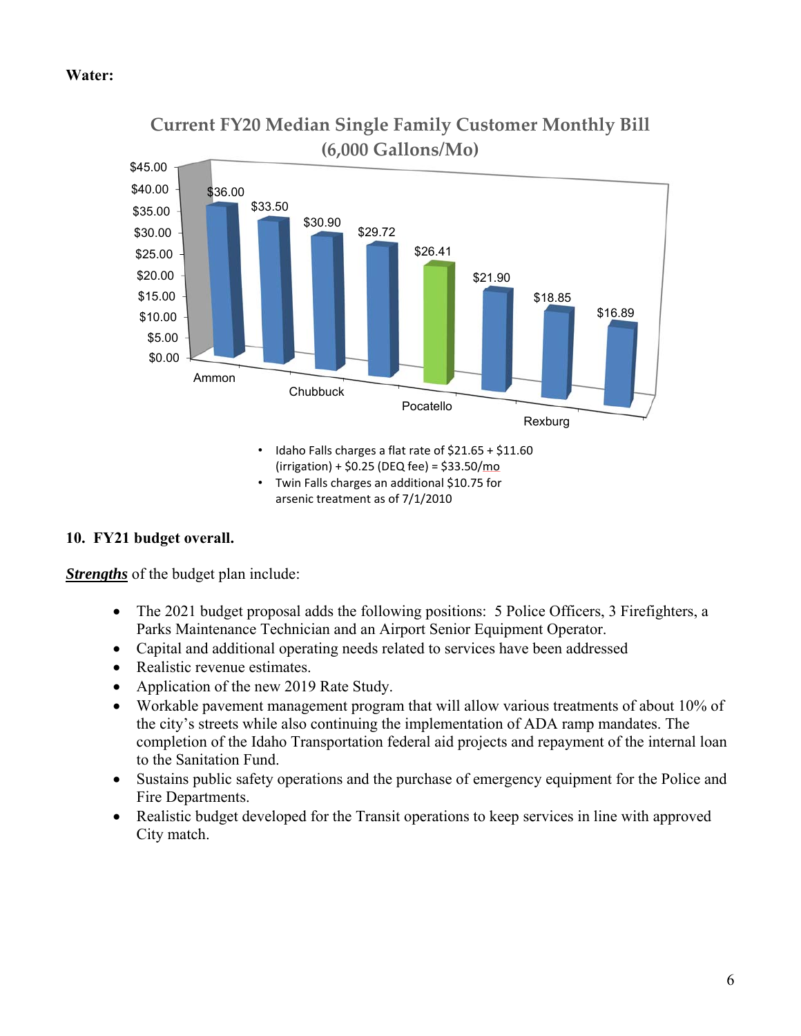**Water:**

**Current FY20 Median Single Family Customer Monthly Bill (6,000 Gallons/Mo)**

| City | Monthly Bill |
|---|---|
| Ammon | $36.00 |
| | $33.50 |
| Chubbuck | $30.90 |
| | $29.72 |
| Pocatello | $26.41 |
| | $21.90 |
| Rexburg | $18.85 |
| | $16.89 |

- Idaho Falls charges a flat rate of $21.65 + $11.60 (irrigation) + $0.25 (DEQ fee) = $33.50/mo
- Twin Falls charges an additional $10.75 for arsenic treatment as of 7/1/2010

**10. FY21 budget overall.**

***Strengths*** of the budget plan include:

- The 2021 budget proposal adds the following positions: 5 Police Officers, 3 Firefighters, a Parks Maintenance Technician and an Airport Senior Equipment Operator.
- Capital and additional operating needs related to services have been addressed
- Realistic revenue estimates.
- Application of the new 2019 Rate Study.
- Workable pavement management program that will allow various treatments of about 10% of the city's streets while also continuing the implementation of ADA ramp mandates. The completion of the Idaho Transportation federal aid projects and repayment of the internal loan to the Sanitation Fund.
- Sustains public safety operations and the purchase of emergency equipment for the Police and Fire Departments.
- Realistic budget developed for the Transit operations to keep services in line with approved City match.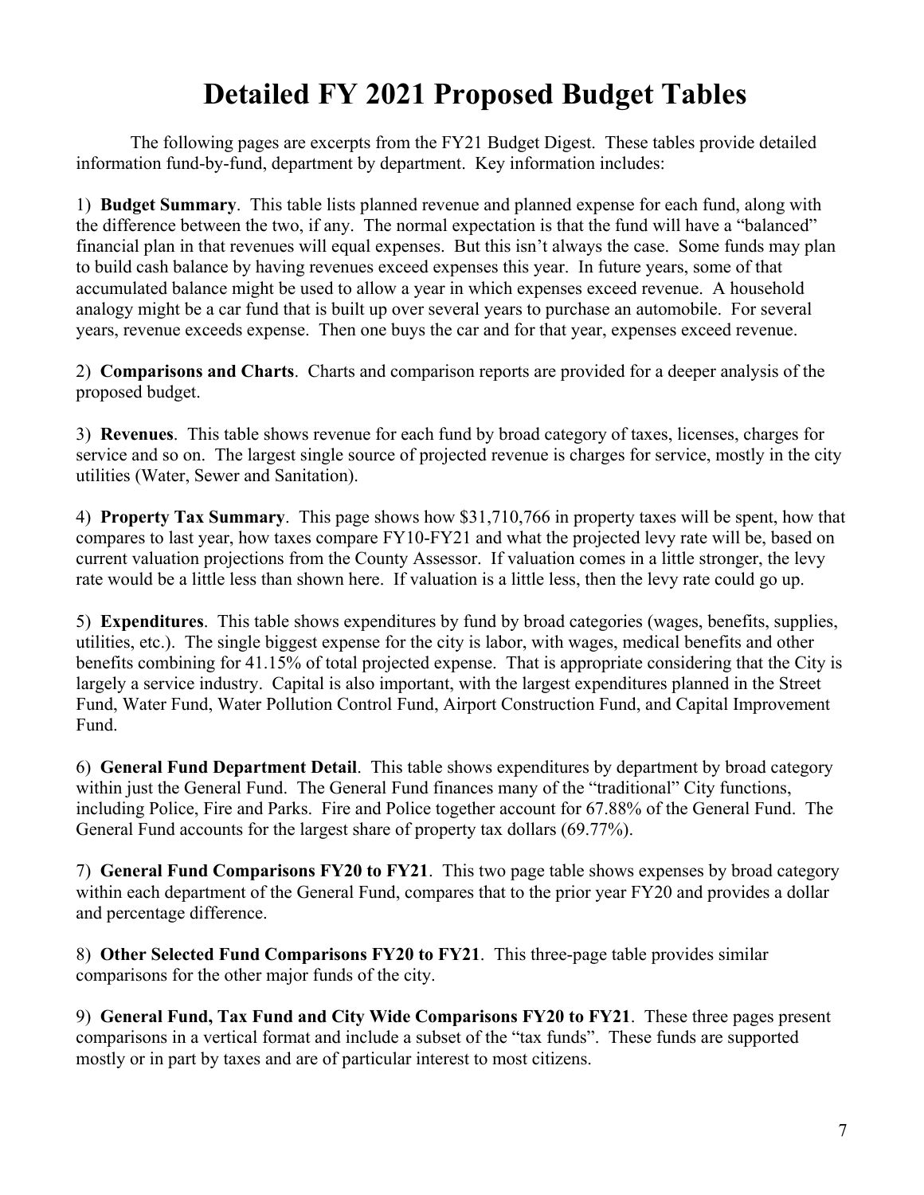# Detailed FY 2021 Proposed Budget Tables

The following pages are excerpts from the FY21 Budget Digest. These tables provide detailed information fund-by-fund, department by department. Key information includes:

1) **Budget Summary**. This table lists planned revenue and planned expense for each fund, along with the difference between the two, if any. The normal expectation is that the fund will have a "balanced" financial plan in that revenues will equal expenses. But this isn't always the case. Some funds may plan to build cash balance by having revenues exceed expenses this year. In future years, some of that accumulated balance might be used to allow a year in which expenses exceed revenue. A household analogy might be a car fund that is built up over several years to purchase an automobile. For several years, revenue exceeds expense. Then one buys the car and for that year, expenses exceed revenue.

2) **Comparisons and Charts**. Charts and comparison reports are provided for a deeper analysis of the proposed budget.

3) **Revenues**. This table shows revenue for each fund by broad category of taxes, licenses, charges for service and so on. The largest single source of projected revenue is charges for service, mostly in the city utilities (Water, Sewer and Sanitation).

4) **Property Tax Summary**. This page shows how $31,710,766 in property taxes will be spent, how that compares to last year, how taxes compare FY10-FY21 and what the projected levy rate will be, based on current valuation projections from the County Assessor. If valuation comes in a little stronger, the levy rate would be a little less than shown here. If valuation is a little less, then the levy rate could go up.

5) **Expenditures**. This table shows expenditures by fund by broad categories (wages, benefits, supplies, utilities, etc.). The single biggest expense for the city is labor, with wages, medical benefits and other benefits combining for 41.15% of total projected expense. That is appropriate considering that the City is largely a service industry. Capital is also important, with the largest expenditures planned in the Street Fund, Water Fund, Water Pollution Control Fund, Airport Construction Fund, and Capital Improvement Fund.

6) **General Fund Department Detail**. This table shows expenditures by department by broad category within just the General Fund. The General Fund finances many of the "traditional" City functions, including Police, Fire and Parks. Fire and Police together account for 67.88% of the General Fund. The General Fund accounts for the largest share of property tax dollars (69.77%).

7) **General Fund Comparisons FY20 to FY21**. This two page table shows expenses by broad category within each department of the General Fund, compares that to the prior year FY20 and provides a dollar and percentage difference.

8) **Other Selected Fund Comparisons FY20 to FY21**. This three-page table provides similar comparisons for the other major funds of the city.

9) **General Fund, Tax Fund and City Wide Comparisons FY20 to FY21**. These three pages present comparisons in a vertical format and include a subset of the "tax funds". These funds are supported mostly or in part by taxes and are of particular interest to most citizens.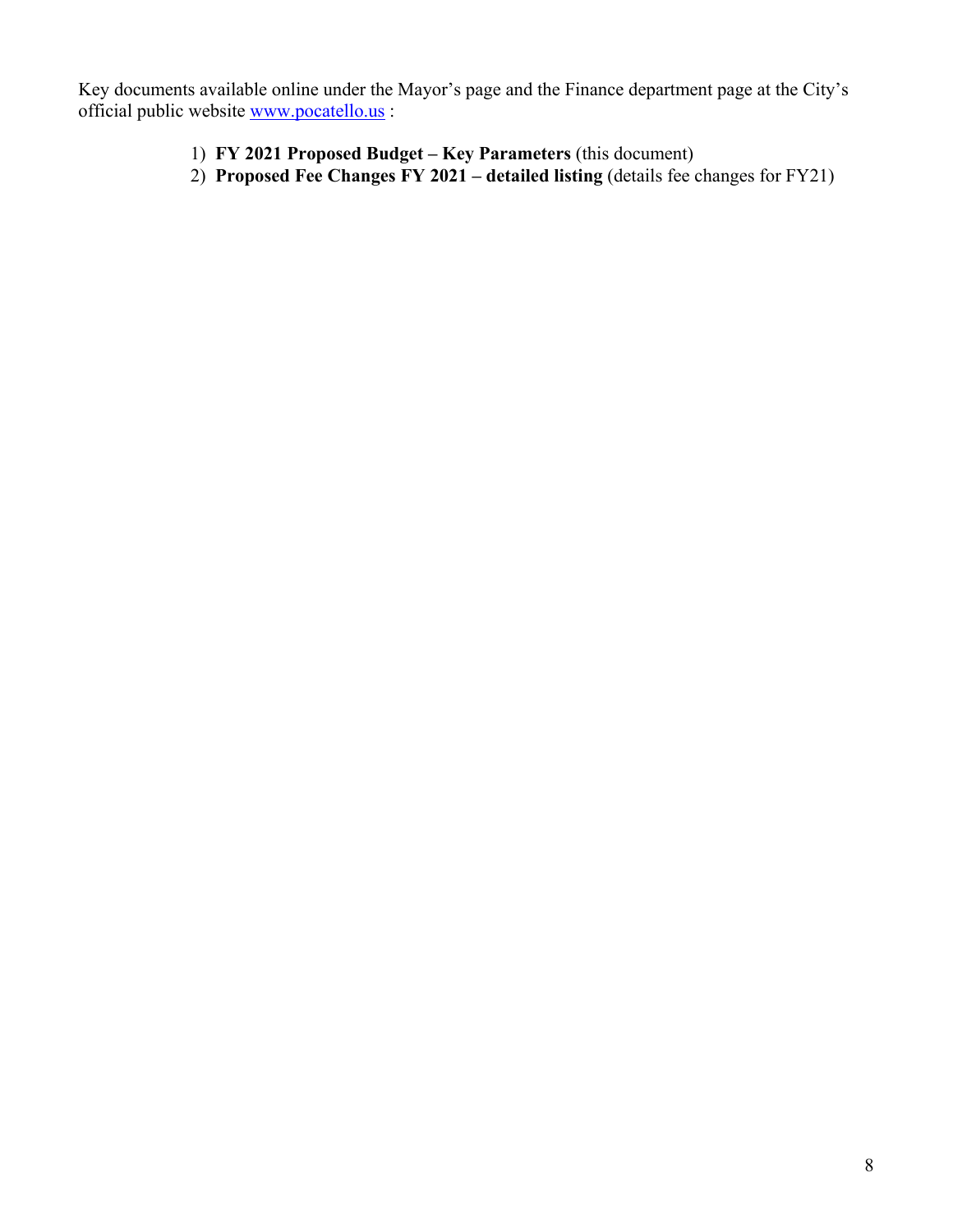Key documents available online under the Mayor's page and the Finance department page at the City's official public website www.pocatello.us :

1) **FY 2021 Proposed Budget – Key Parameters** (this document)
2) **Proposed Fee Changes FY 2021 – detailed listing** (details fee changes for FY21)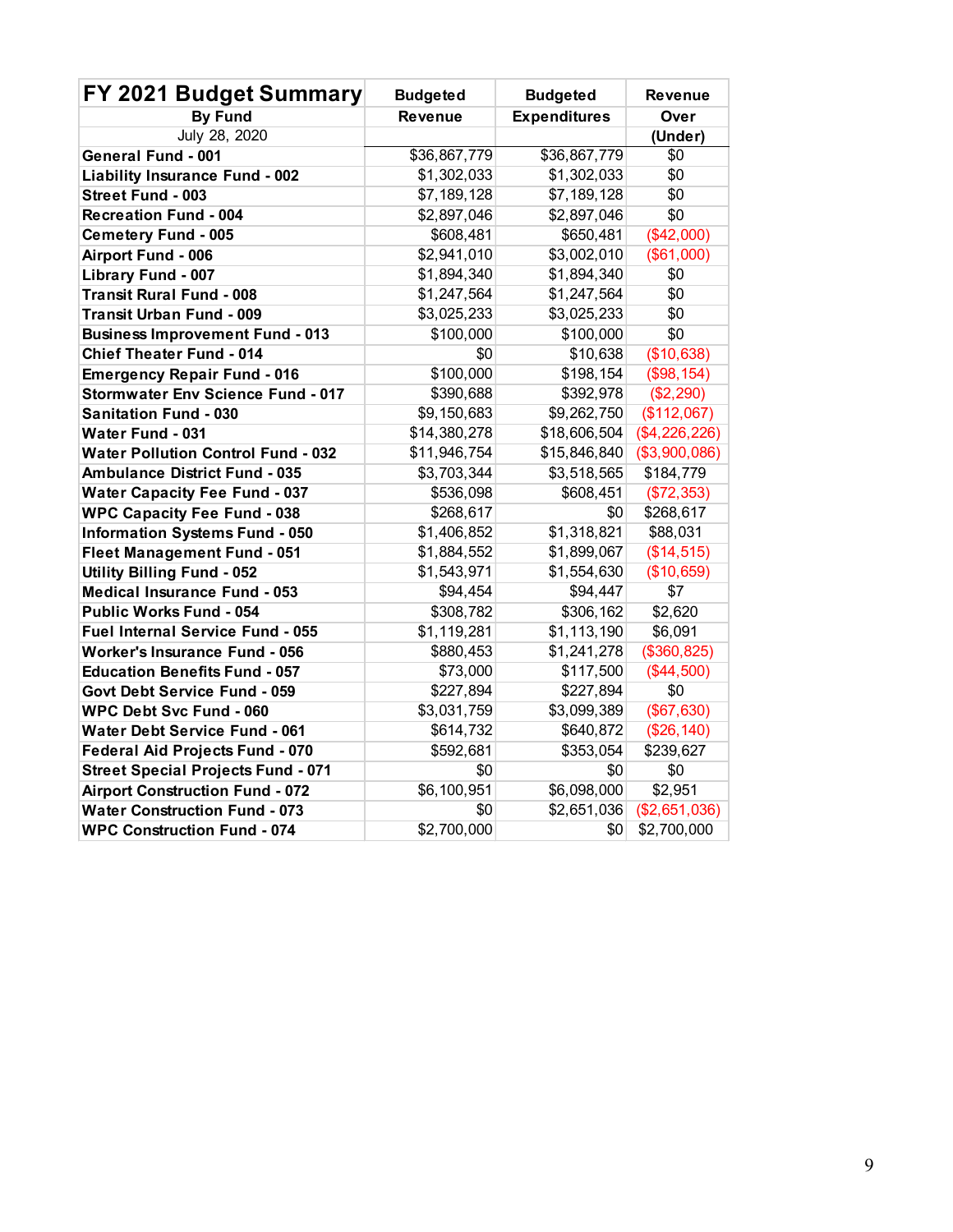| FY 2021 Budget Summary<br>By Fund<br>July 28, 2020 | Budgeted Revenue | Budgeted Expenditures | Revenue Over (Under) |
|---|---|---|---|
| **General Fund - 001** | $36,867,779 | $36,867,779 | $0 |
| **Liability Insurance Fund - 002** | $1,302,033 | $1,302,033 | $0 |
| **Street Fund - 003** | $7,189,128 | $7,189,128 | $0 |
| **Recreation Fund - 004** | $2,897,046 | $2,897,046 | $0 |
| **Cemetery Fund - 005** | $608,481 | $650,481 | ($42,000) |
| **Airport Fund - 006** | $2,941,010 | $3,002,010 | ($61,000) |
| **Library Fund - 007** | $1,894,340 | $1,894,340 | $0 |
| **Transit Rural Fund - 008** | $1,247,564 | $1,247,564 | $0 |
| **Transit Urban Fund - 009** | $3,025,233 | $3,025,233 | $0 |
| **Business Improvement Fund - 013** | $100,000 | $100,000 | $0 |
| **Chief Theater Fund - 014** | $0 | $10,638 | ($10,638) |
| **Emergency Repair Fund - 016** | $100,000 | $198,154 | ($98,154) |
| **Stormwater Env Science Fund - 017** | $390,688 | $392,978 | ($2,290) |
| **Sanitation Fund - 030** | $9,150,683 | $9,262,750 | ($112,067) |
| **Water Fund - 031** | $14,380,278 | $18,606,504 | ($4,226,226) |
| **Water Pollution Control Fund - 032** | $11,946,754 | $15,846,840 | ($3,900,086) |
| **Ambulance District Fund - 035** | $3,703,344 | $3,518,565 | $184,779 |
| **Water Capacity Fee Fund - 037** | $536,098 | $608,451 | ($72,353) |
| **WPC Capacity Fee Fund - 038** | $268,617 | $0 | $268,617 |
| **Information Systems Fund - 050** | $1,406,852 | $1,318,821 | $88,031 |
| **Fleet Management Fund - 051** | $1,884,552 | $1,899,067 | ($14,515) |
| **Utility Billing Fund - 052** | $1,543,971 | $1,554,630 | ($10,659) |
| **Medical Insurance Fund - 053** | $94,454 | $94,447 | $7 |
| **Public Works Fund - 054** | $308,782 | $306,162 | $2,620 |
| **Fuel Internal Service Fund - 055** | $1,119,281 | $1,113,190 | $6,091 |
| **Worker's Insurance Fund - 056** | $880,453 | $1,241,278 | ($360,825) |
| **Education Benefits Fund - 057** | $73,000 | $117,500 | ($44,500) |
| **Govt Debt Service Fund - 059** | $227,894 | $227,894 | $0 |
| **WPC Debt Svc Fund - 060** | $3,031,759 | $3,099,389 | ($67,630) |
| **Water Debt Service Fund - 061** | $614,732 | $640,872 | ($26,140) |
| **Federal Aid Projects Fund - 070** | $592,681 | $353,054 | $239,627 |
| **Street Special Projects Fund - 071** | $0 | $0 | $0 |
| **Airport Construction Fund - 072** | $6,100,951 | $6,098,000 | $2,951 |
| **Water Construction Fund - 073** | $0 | $2,651,036 | ($2,651,036) |
| **WPC Construction Fund - 074** | $2,700,000 | $0 | $2,700,000 |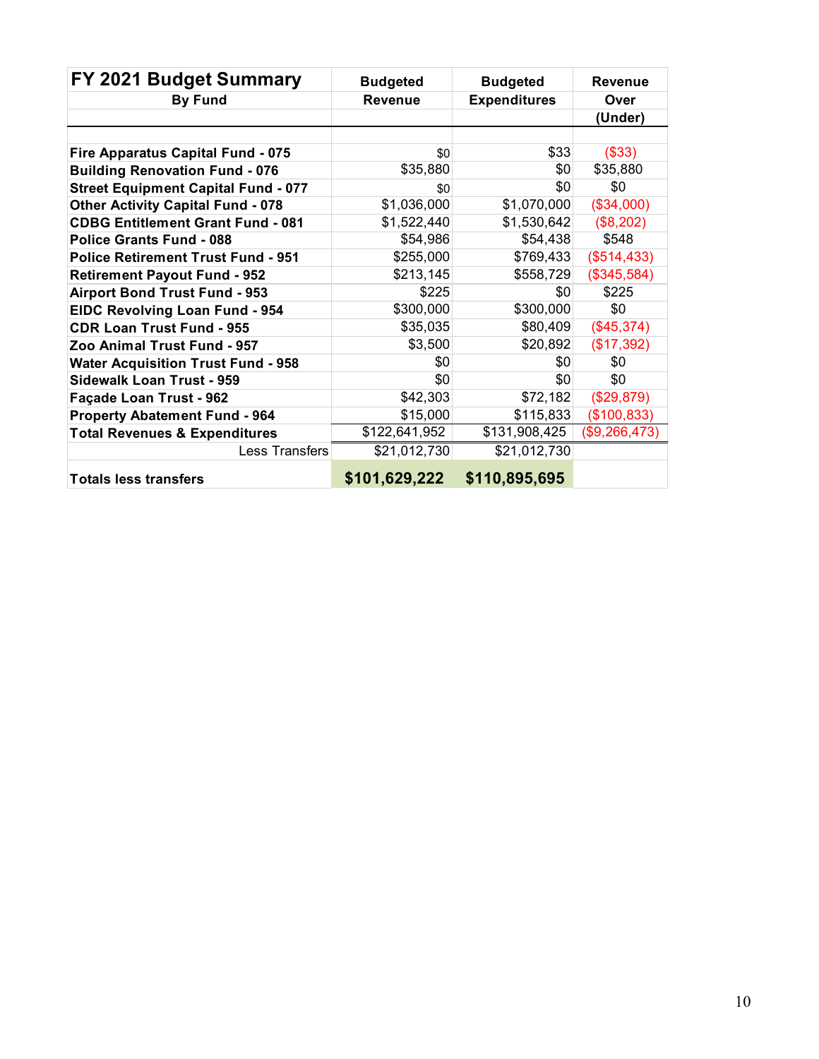| FY 2021 Budget Summary<br>By Fund | Budgeted Revenue | Budgeted Expenditures | Revenue Over (Under) |
|---|---|---|---|
| | | | |
| **Fire Apparatus Capital Fund - 075** | $0 | $33 | ($33) |
| **Building Renovation Fund - 076** | $35,880 | $0 | $35,880 |
| **Street Equipment Capital Fund - 077** | $0 | $0 | $0 |
| **Other Activity Capital Fund - 078** | $1,036,000 | $1,070,000 | ($34,000) |
| **CDBG Entitlement Grant Fund - 081** | $1,522,440 | $1,530,642 | ($8,202) |
| **Police Grants Fund - 088** | $54,986 | $54,438 | $548 |
| **Police Retirement Trust Fund - 951** | $255,000 | $769,433 | ($514,433) |
| **Retirement Payout Fund - 952** | $213,145 | $558,729 | ($345,584) |
| **Airport Bond Trust Fund - 953** | $225 | $0 | $225 |
| **EIDC Revolving Loan Fund - 954** | $300,000 | $300,000 | $0 |
| **CDR Loan Trust Fund - 955** | $35,035 | $80,409 | ($45,374) |
| **Zoo Animal Trust Fund - 957** | $3,500 | $20,892 | ($17,392) |
| **Water Acquisition Trust Fund - 958** | $0 | $0 | $0 |
| **Sidewalk Loan Trust - 959** | $0 | $0 | $0 |
| **Façade Loan Trust - 962** | $42,303 | $72,182 | ($29,879) |
| **Property Abatement Fund - 964** | $15,000 | $115,833 | ($100,833) |
| **Total Revenues & Expenditures** | $122,641,952 | $131,908,425 | ($9,266,473) |
| Less Transfers | $21,012,730 | $21,012,730 | |
| **Totals less transfers** | **$101,629,222** | **$110,895,695** | |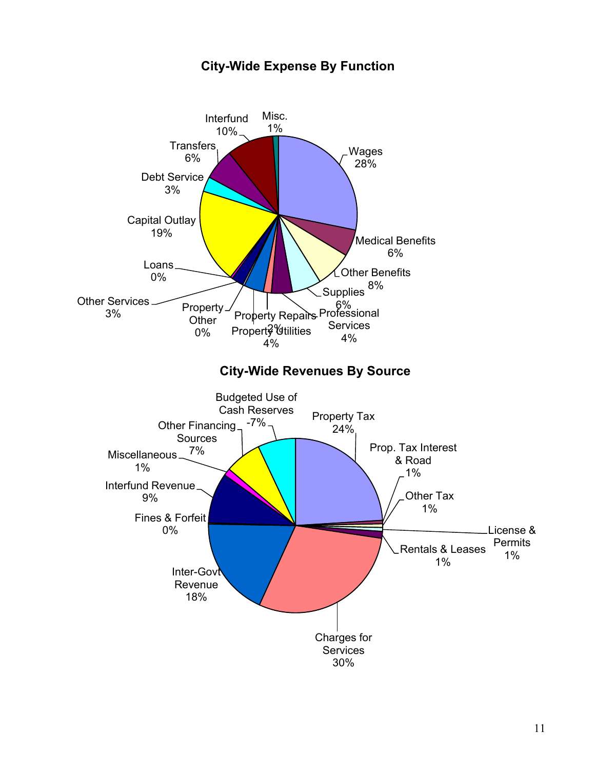## City-Wide Expense By Function

- Wages 28%
- Medical Benefits 6%
- Other Benefits 8%
- Supplies 6%
- Professional Services 4%
- Property Repairs 2%
- Property Utilities 4%
- Property Other 0%
- Other Services 3%
- Loans 0%
- Capital Outlay 19%
- Debt Service 3%
- Transfers 6%
- Interfund 10%
- Misc. 1%

## City-Wide Revenues By Source

- Property Tax 24%
- Prop. Tax Interest & Road 1%
- Other Tax 1%
- License & Permits 1%
- Rentals & Leases 1%
- Charges for Services 30%
- Inter-Govt Revenue 18%
- Fines & Forfeit 0%
- Interfund Revenue 9%
- Miscellaneous 1%
- Other Financing Sources 7%
- Budgeted Use of Cash Reserves -7%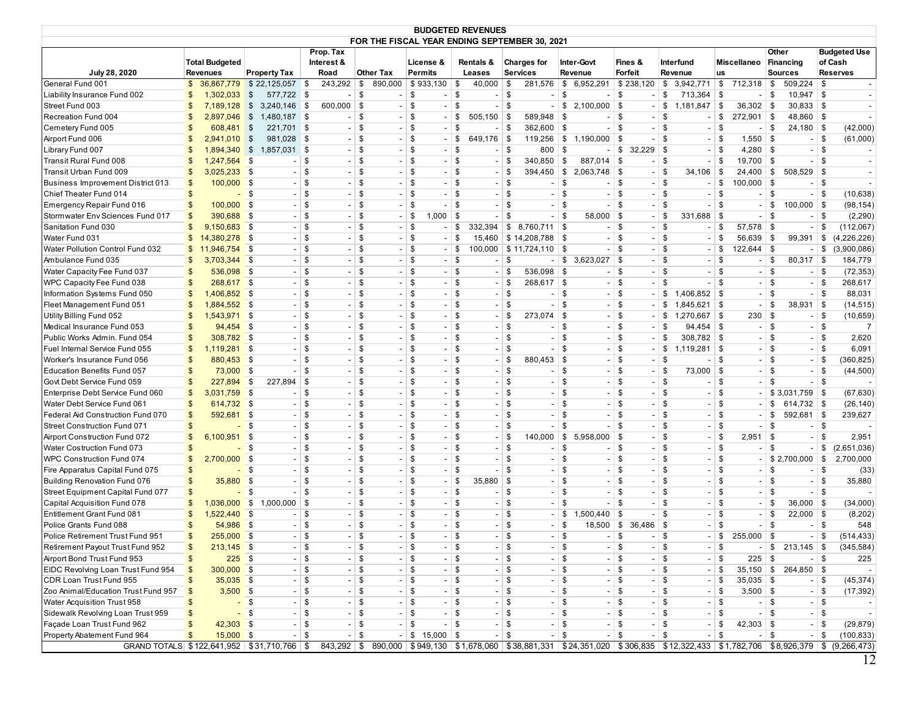# BUDGETED REVENUES

## FOR THE FISCAL YEAR ENDING SEPTEMBER 30, 2021

| July 28, 2020 | Total Budgeted Revenues | Property Tax | Prop. Tax Interest & Road | Other Tax | License & Permits | Rentals & Leases | Charges for Services | Inter-Govt Revenue | Fines & Forfeit | Interfund Revenue | Miscellaneous | Other Financing Sources | Budgeted Use of Cash Reserves |
|---|---|---|---|---|---|---|---|---|---|---|---|---|---|
| General Fund 001 | $ 36,867,779 | $ 22,125,057 | $ 243,292 | $ 890,000 | $ 933,130 | $ 40,000 | $ 281,576 | $ 6,952,291 | $ 238,120 | $ 3,942,771 | $ 712,318 | $ 509,224 | $ - |
| Liability Insurance Fund 002 | $ 1,302,033 | $ 577,722 | $ - | $ - | $ - | $ - | $ - | $ - | $ - | $ 713,364 | $ - | $ 10,947 | $ - |
| Street Fund 003 | $ 7,189,128 | $ 3,240,146 | $ 600,000 | $ - | $ - | $ - | $ - | $ 2,100,000 | $ - | $ 1,181,847 | $ 36,302 | $ 30,833 | $ - |
| Recreation Fund 004 | $ 2,897,046 | $ 1,480,187 | $ - | $ - | $ - | $ 505,150 | $ 589,948 | $ - | $ - | $ - | $ 272,901 | $ 48,860 | $ - |
| Cemetery Fund 005 | $ 608,481 | $ 221,701 | $ - | $ - | $ - | $ - | $ 362,600 | $ - | $ - | $ - | $ - | $ 24,180 | $ (42,000) |
| Airport Fund 006 | $ 2,941,010 | $ 981,028 | $ - | $ - | $ - | $ 649,176 | $ 119,256 | $ 1,190,000 | $ - | $ - | $ 1,550 | $ - | $ (61,000) |
| Library Fund 007 | $ 1,894,340 | $ 1,857,031 | $ - | $ - | $ - | $ - | $ 800 | $ - | $ 32,229 | $ - | $ 4,280 | $ - | $ - |
| Transit Rural Fund 008 | $ 1,247,564 | $ - | $ - | $ - | $ - | $ - | $ 340,850 | $ 887,014 | $ - | $ - | $ 19,700 | $ - | $ - |
| Transit Urban Fund 009 | $ 3,025,233 | $ - | $ - | $ - | $ - | $ - | $ 394,450 | $ 2,063,748 | $ - | $ 34,106 | $ 24,400 | $ 508,529 | $ - |
| Business Improvement District 013 | $ 100,000 | $ - | $ - | $ - | $ - | $ - | $ - | $ - | $ - | $ - | $ 100,000 | $ - | $ - |
| Chief Theater Fund 014 | $ - | $ - | $ - | $ - | $ - | $ - | $ - | $ - | $ - | $ - | $ - | $ - | $ (10,638) |
| Emergency Repair Fund 016 | $ 100,000 | $ - | $ - | $ - | $ - | $ - | $ - | $ - | $ - | $ - | $ - | $ 100,000 | $ (98,154) |
| Stormwater Env Sciences Fund 017 | $ 390,688 | $ - | $ - | $ - | $ 1,000 | $ - | $ - | $ 58,000 | $ - | $ 331,688 | $ - | $ - | $ (2,290) |
| Sanitation Fund 030 | $ 9,150,683 | $ - | $ - | $ - | $ - | $ 332,394 | $ 8,760,711 | $ - | $ - | $ - | $ 57,578 | $ - | $ (112,067) |
| Water Fund 031 | $ 14,380,278 | $ - | $ - | $ - | $ - | $ 15,460 | $ 14,208,788 | $ - | $ - | $ - | $ 56,639 | $ 99,391 | $ (4,226,226) |
| Water Pollution Control Fund 032 | $ 11,946,754 | $ - | $ - | $ - | $ - | $ 100,000 | $ 11,724,110 | $ - | $ - | $ - | $ 122,644 | $ - | $ (3,900,086) |
| Ambulance Fund 035 | $ 3,703,344 | $ - | $ - | $ - | $ - | $ - | $ - | $ 3,623,027 | $ - | $ - | $ - | $ 80,317 | $ 184,779 |
| Water Capacity Fee Fund 037 | $ 536,098 | $ - | $ - | $ - | $ - | $ - | $ 536,098 | $ - | $ - | $ - | $ - | $ - | $ (72,353) |
| WPC Capacity Fee Fund 038 | $ 268,617 | $ - | $ - | $ - | $ - | $ - | $ 268,617 | $ - | $ - | $ - | $ - | $ - | $ 268,617 |
| Information Systems Fund 050 | $ 1,406,852 | $ - | $ - | $ - | $ - | $ - | $ - | $ - | $ - | $ 1,406,852 | $ - | $ - | $ 88,031 |
| Fleet Management Fund 051 | $ 1,884,552 | $ - | $ - | $ - | $ - | $ - | $ - | $ - | $ - | $ 1,845,621 | $ - | $ 38,931 | $ (14,515) |
| Utility Billing Fund 052 | $ 1,543,971 | $ - | $ - | $ - | $ - | $ - | $ 273,074 | $ - | $ - | $ 1,270,667 | $ 230 | $ - | $ (10,659) |
| Medical Insurance Fund 053 | $ 94,454 | $ - | $ - | $ - | $ - | $ - | $ - | $ - | $ - | $ 94,454 | $ - | $ - | $ 7 |
| Public Works Admin. Fund 054 | $ 308,782 | $ - | $ - | $ - | $ - | $ - | $ - | $ - | $ - | $ 308,782 | $ - | $ - | $ 2,620 |
| Fuel Internal Service Fund 055 | $ 1,119,281 | $ - | $ - | $ - | $ - | $ - | $ - | $ - | $ - | $ 1,119,281 | $ - | $ - | $ 6,091 |
| Worker's Insurance Fund 056 | $ 880,453 | $ - | $ - | $ - | $ - | $ - | $ 880,453 | $ - | $ - | $ - | $ - | $ - | $ (360,825) |
| Education Benefits Fund 057 | $ 73,000 | $ - | $ - | $ - | $ - | $ - | $ - | $ - | $ - | $ 73,000 | $ - | $ - | $ (44,500) |
| Govt Debt Service Fund 059 | $ 227,894 | $ 227,894 | $ - | $ - | $ - | $ - | $ - | $ - | $ - | $ - | $ - | $ - | $ - |
| Enterprise Debt Service Fund 060 | $ 3,031,759 | $ - | $ - | $ - | $ - | $ - | $ - | $ - | $ - | $ - | $ - | $ 3,031,759 | $ (67,630) |
| Water Debt Service Fund 061 | $ 614,732 | $ - | $ - | $ - | $ - | $ - | $ - | $ - | $ - | $ - | $ - | $ 614,732 | $ (26,140) |
| Federal Aid Construction Fund 070 | $ 592,681 | $ - | $ - | $ - | $ - | $ - | $ - | $ - | $ - | $ - | $ - | $ 592,681 | $ 239,627 |
| Street Construction Fund 071 | $ - | $ - | $ - | $ - | $ - | $ - | $ - | $ - | $ - | $ - | $ - | $ - | $ - |
| Airport Construction Fund 072 | $ 6,100,951 | $ - | $ - | $ - | $ - | $ - | $ 140,000 | $ 5,958,000 | $ - | $ - | $ 2,951 | $ - | $ 2,951 |
| Water Costruction Fund 073 | $ - | $ - | $ - | $ - | $ - | $ - | $ - | $ - | $ - | $ - | $ - | $ - | $ (2,651,036) |
| WPC Construction Fund 074 | $ 2,700,000 | $ - | $ - | $ - | $ - | $ - | $ - | $ - | $ - | $ - | $ - | $ 2,700,000 | $ 2,700,000 |
| Fire Apparatus Capital Fund 075 | $ - | $ - | $ - | $ - | $ - | $ - | $ - | $ - | $ - | $ - | $ - | $ - | $ (33) |
| Building Renovation Fund 076 | $ 35,880 | $ - | $ - | $ - | $ - | $ 35,880 | $ - | $ - | $ - | $ - | $ - | $ - | $ 35,880 |
| Street Equipment Capital Fund 077 | $ - | $ - | $ - | $ - | $ - | $ - | $ - | $ - | $ - | $ - | $ - | $ - | $ - |
| Capital Acquisition Fund 078 | $ 1,036,000 | $ 1,000,000 | $ - | $ - | $ - | $ - | $ - | $ - | $ - | $ - | $ - | $ 36,000 | $ (34,000) |
| Entitlement Grant Fund 081 | $ 1,522,440 | $ - | $ - | $ - | $ - | $ - | $ - | $ 1,500,440 | $ - | $ - | $ - | $ 22,000 | $ (8,202) |
| Police Grants Fund 088 | $ 54,986 | $ - | $ - | $ - | $ - | $ - | $ - | $ 18,500 | $ 36,486 | $ - | $ - | $ - | $ 548 |
| Police Retirement Trust Fund 951 | $ 255,000 | $ - | $ - | $ - | $ - | $ - | $ - | $ - | $ - | $ - | $ 255,000 | $ - | $ (514,433) |
| Retirement Payout Trust Fund 952 | $ 213,145 | $ - | $ - | $ - | $ - | $ - | $ - | $ - | $ - | $ - | $ - | $ 213,145 | $ (345,584) |
| Airport Bond Trust Fund 953 | $ 225 | $ - | $ - | $ - | $ - | $ - | $ - | $ - | $ - | $ - | $ 225 | $ - | $ 225 |
| EIDC Revolving Loan Trust Fund 954 | $ 300,000 | $ - | $ - | $ - | $ - | $ - | $ - | $ - | $ - | $ - | $ 35,150 | $ 264,850 | $ - |
| CDR Loan Trust Fund 955 | $ 35,035 | $ - | $ - | $ - | $ - | $ - | $ - | $ - | $ - | $ - | $ 35,035 | $ - | $ (45,374) |
| Zoo Animal/Education Trust Fund 957 | $ 3,500 | $ - | $ - | $ - | $ - | $ - | $ - | $ - | $ - | $ - | $ 3,500 | $ - | $ (17,392) |
| Water Acquisition Trust 958 | $ - | $ - | $ - | $ - | $ - | $ - | $ - | $ - | $ - | $ - | $ - | $ - | $ - |
| Sidewalk Revolving Loan Trust 959 | $ - | $ - | $ - | $ - | $ - | $ - | $ - | $ - | $ - | $ - | $ - | $ - | $ - |
| Façade Loan Trust Fund 962 | $ 42,303 | $ - | $ - | $ - | $ - | $ - | $ - | $ - | $ - | $ - | $ 42,303 | $ - | $ (29,879) |
| Property Abatement Fund 964 | $ 15,000 | $ - | $ - | $ - | $ 15,000 | $ - | $ - | $ - | $ - | $ - | $ - | $ - | $ (100,833) |
| GRAND TOTALS | $ 122,641,952 | $ 31,710,766 | $ 843,292 | $ 890,000 | $ 949,130 | $ 1,678,060 | $ 38,881,331 | $ 24,351,020 | $ 306,835 | $ 12,322,433 | $ 1,782,706 | $ 8,926,379 | $ (9,266,473) |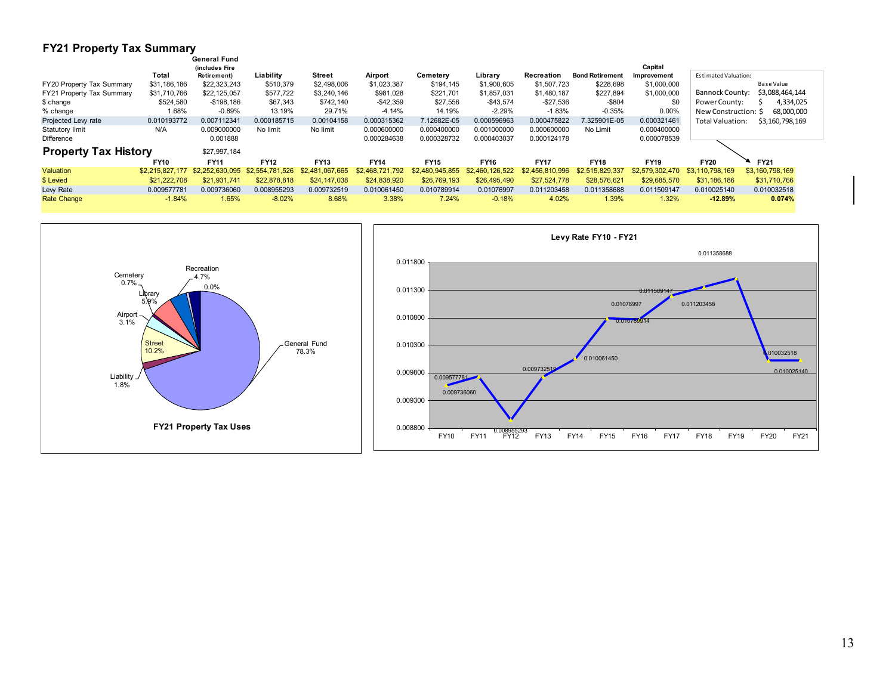## FY21 Property Tax Summary

| | Total | General Fund (includes Fire Retirement) | Liability | Street | Airport | Cemetery | Library | Recreation | Bond Retirement | Capital Improvement |
|---|---|---|---|---|---|---|---|---|---|---|
| FY20 Property Tax Summary | $31,186,186 | $22,323,243 | $510,379 | $2,498,006 | $1,023,387 | $194,145 | $1,900,605 | $1,507,723 | $228,698 | $1,000,000 |
| FY21 Property Tax Summary | $31,710,766 | $22,125,057 | $577,722 | $3,240,146 | $981,028 | $221,701 | $1,857,031 | $1,480,187 | $227,894 | $1,000,000 |
| $ change | $524,580 | -$198,186 | $67,343 | $742,140 | -$42,359 | $27,556 | -$43,574 | -$27,536 | -$804 | $0 |
| % change | 1.68% | -0.89% | 13.19% | 29.71% | -4.14% | 14.19% | -2.29% | -1.83% | -0.35% | 0.00% |
| Projected Levy rate | 0.010193772 | 0.007112341 | 0.000185715 | 0.00104158 | 0.000315362 | 7.12682E-05 | 0.000596963 | 0.000475822 | 7.325901E-05 | 0.000321461 |
| Statutory limit | N/A | 0.009000000 | No limit | No limit | 0.000600000 | 0.000400000 | 0.001000000 | 0.000600000 | No Limit | 0.000400000 |
| Difference | | 0.001888 | | | 0.000284638 | 0.000328732 | 0.000403037 | 0.000124178 | | 0.000078539 |

| Estimated Valuation: | Base Value |
|---|---|
| Bannock County: | $3,088,464,144 |
| Power County: | $ 4,334,025 |
| New Construction: | $ 68,000,000 |
| Total Valuation: | $3,160,798,169 |

## Property Tax History

$27,997,184

| | FY10 | FY11 | FY12 | FY13 | FY14 | FY15 | FY16 | FY17 | FY18 | FY19 | FY20 | FY21 |
|---|---|---|---|---|---|---|---|---|---|---|---|---|
| Valuation | $2,215,827,177 | $2,252,630,095 | $2,554,781,526 | $2,481,067,665 | $2,468,721,792 | $2,480,945,855 | $2,460,126,522 | $2,456,810,996 | $2,515,829,337 | $2,579,302,470 | $3,110,798,169 | $3,160,798,169 |
| $ Levied | $21,222,708 | $21,931,741 | $22,878,818 | $24,147,038 | $24,838,920 | $26,769,193 | $26,495,490 | $27,524,778 | $28,576,621 | $29,685,570 | $31,186,186 | $31,710,766 |
| Levy Rate | 0.009577781 | 0.009736060 | 0.008955293 | 0.009732519 | 0.010061450 | 0.010789914 | 0.01076997 | 0.011203458 | 0.011358688 | 0.011509147 | 0.010025140 | 0.010032518 |
| Rate Change | -1.84% | 1.65% | -8.02% | 8.68% | 3.38% | 7.24% | -0.18% | 4.02% | 1.39% | 1.32% | **-12.89%** | **0.074%** |

FY21 Property Tax Uses

Levy Rate FY10 - FY21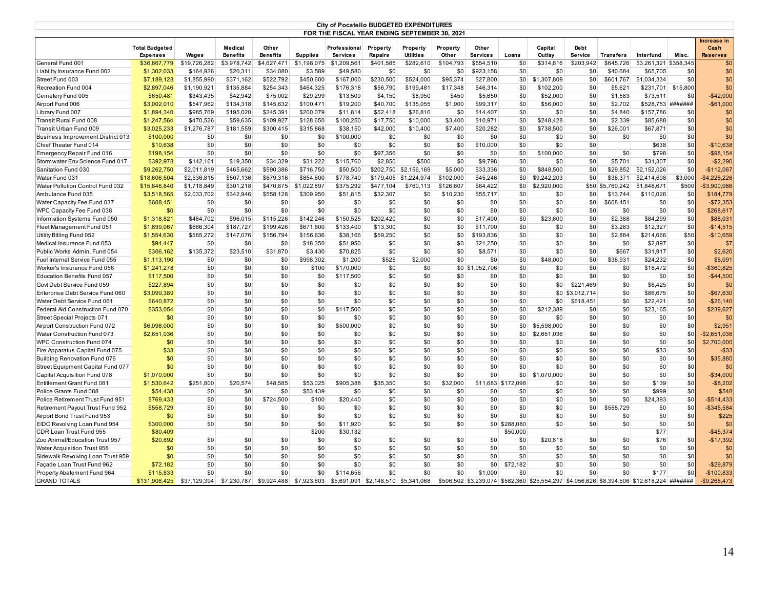# City of Pocatello BUDGETED EXPENDITURES
## FOR THE FISCAL YEAR ENDING SEPTEMBER 30, 2021

| | Total Budgeted Expenses | Wages | Medical Benefits | Other Benefits | Supplies | Professional Services | Property Repairs | Property Utilities | Property Other | Other Services | Loans | Capital Outlay | Debt Service | Transfers | Interfund | Misc. | Increase in Cash Reserves |
|---|---|---|---|---|---|---|---|---|---|---|---|---|---|---|---|---|---|
| General Fund 001 | $36,867,779 | $19,726,282 | $3,978,742 | $4,627,471 | $1,198,075 | $1,209,561 | $401,585 | $282,610 | $104,793 | $554,510 | $0 | $314,816 | $203,942 | $645,726 | $3,261,321 | $358,345 | $0 |
| Liability Insurance Fund 002 | $1,302,033 | $164,926 | $20,311 | $34,080 | $3,589 | $49,580 | $0 | $0 | $0 | $923,158 | $0 | $0 | $0 | $40,684 | $65,705 | $0 | $0 |
| Street Fund 003 | $7,189,128 | $1,855,990 | $371,162 | $522,792 | $450,600 | $167,000 | $230,500 | $524,000 | $95,374 | $27,800 | $0 | $1,307,809 | $0 | $601,767 | $1,034,334 | $0 | $0 |
| Recreation Fund 004 | $2,897,046 | $1,190,921 | $135,884 | $254,343 | $464,325 | $176,318 | $56,790 | $199,481 | $17,348 | $46,314 | $0 | $102,200 | $0 | $5,621 | $231,701 | $15,800 | $0 |
| Cemetery Fund 005 | $650,481 | $343,435 | $42,942 | $75,002 | $29,299 | $13,509 | $4,150 | $8,950 | $450 | $5,650 | $0 | $52,000 | $0 | $1,583 | $73,511 | $0 | -$42,000 |
| Airport Fund 006 | $3,002,010 | $547,962 | $134,318 | $145,632 | $100,471 | $19,200 | $40,700 | $135,055 | $1,900 | $99,317 | $0 | $56,000 | $0 | $2,702 | $528,753 | ####### | -$61,000 |
| Library Fund 007 | $1,894,340 | $985,769 | $195,020 | $245,391 | $200,079 | $11,814 | $52,418 | $26,816 | $0 | $14,407 | $0 | $0 | $0 | $4,840 | $157,786 | $0 | $0 |
| Transit Rural Fund 008 | $1,247,564 | $470,526 | $59,635 | $109,927 | $128,650 | $100,250 | $17,750 | $10,000 | $3,400 | $10,971 | $0 | $248,428 | $0 | $2,339 | $85,688 | $0 | $0 |
| Transit Urban Fund 009 | $3,025,233 | $1,276,787 | $181,559 | $300,415 | $315,868 | $38,150 | $42,000 | $10,400 | $7,400 | $20,282 | $0 | $738,500 | $0 | $26,001 | $67,871 | $0 | $0 |
| Business Improvement District 013 | $100,000 | $0 | $0 | $0 | $0 | $100,000 | $0 | $0 | $0 | $0 | $0 | $0 | $0 | $0 | $0 | $0 | $0 |
| Chief Theater Fund 014 | $10,638 | $0 | $0 | $0 | $0 | $0 | $0 | $0 | $0 | $10,000 | $0 | $0 | $0 | | $638 | $0 | -$10,638 |
| Emergency Repair Fund 016 | $198,154 | $0 | $0 | $0 | $0 | $0 | $97,356 | $0 | $0 | $0 | $0 | $100,000 | $0 | $0 | $798 | $0 | -$98,154 |
| Stormwater Env Science Fund 017 | $392,978 | $142,161 | $19,350 | $34,329 | $31,222 | $115,760 | $2,850 | $500 | $0 | $9,798 | $0 | $0 | $0 | $5,701 | $31,307 | $0 | -$2,290 |
| Sanitation Fund 030 | $9,262,750 | $2,011,819 | $465,662 | $590,386 | $716,750 | $50,500 | $202,750 | $2,156,169 | $5,000 | $33,336 | $0 | $848,500 | $0 | $29,852 | $2,152,026 | $0 | -$112,067 |
| Water Fund 031 | $18,606,504 | $2,536,815 | $507,136 | $679,316 | $854,600 | $778,740 | $179,405 | $1,224,974 | $102,000 | $45,246 | $0 | $9,242,203 | $0 | $38,371 | $2,414,698 | $3,000 | -$4,226,226 |
| Water Pollution Control Fund 032 | $15,846,840 | $1,718,849 | $301,218 | $470,875 | $1,022,897 | $375,292 | $477,104 | $760,113 | $126,607 | $64,422 | $0 | $2,920,000 | $50 | $5,760,242 | $1,848,671 | $500 | -$3,900,086 |
| Ambulance Fund 035 | $3,518,565 | $2,033,702 | $342,946 | $558,128 | $309,950 | $51,815 | $32,307 | $0 | $10,230 | $55,717 | $0 | $0 | $0 | $13,744 | $110,026 | $0 | $184,779 |
| Water Capacity Fee Fund 037 | $608,451 | $0 | $0 | $0 | $0 | $0 | $0 | $0 | $0 | $0 | $0 | $0 | $0 | $608,451 | $0 | $0 | -$72,353 |
| WPC Capacity Fee Fund 038 | $0 | $0 | $0 | $0 | $0 | $0 | $0 | $0 | $0 | $0 | $0 | $0 | $0 | $0 | $0 | $0 | $268,617 |
| Information Systems Fund 050 | $1,318,821 | $484,702 | $96,015 | $115,226 | $142,246 | $150,525 | $202,420 | $0 | $0 | $17,400 | $0 | $23,600 | $0 | $2,388 | $84,299 | $0 | $88,031 |
| Fleet Management Fund 051 | $1,899,067 | $666,304 | $187,727 | $199,426 | $671,600 | $133,400 | $13,300 | $0 | $0 | $11,700 | $0 | $0 | $0 | $3,283 | $12,327 | $0 | -$14,515 |
| Utility Billing Fund 052 | $1,554,630 | $585,272 | $147,076 | $156,794 | $156,636 | $38,166 | $59,250 | $0 | $0 | $193,836 | $0 | $0 | $0 | $2,884 | $214,666 | $50 | -$10,659 |
| Medical Insurance Fund 053 | $94,447 | $0 | $0 | $0 | $18,350 | $51,950 | $0 | $0 | $0 | $21,250 | $0 | $0 | $0 | $0 | $2,897 | $0 | $7 |
| Public Works Admin. Fund 054 | $306,162 | $135,372 | $23,510 | $31,870 | $3,430 | $70,825 | $0 | $0 | $0 | $8,571 | $0 | $0 | $0 | $667 | $31,917 | $0 | $2,620 |
| Fuel Internal Service Fund 055 | $1,113,190 | $0 | $0 | $0 | $998,302 | $1,200 | $525 | $2,000 | $0 | $0 | $0 | $48,000 | $0 | $38,931 | $24,232 | $0 | $6,091 |
| Worker's Insurance Fund 056 | $1,241,278 | $0 | $0 | $0 | $100 | $170,000 | $0 | $0 | $0 | $1,052,706 | $0 | $0 | $0 | $0 | $18,472 | $0 | -$360,825 |
| Education Benefits Fund 057 | $117,500 | $0 | $0 | $0 | $0 | $117,500 | $0 | $0 | $0 | $0 | $0 | $0 | $0 | $0 | $0 | $0 | -$44,500 |
| Govt Debt Service Fund 059 | $227,894 | $0 | $0 | $0 | $0 | $0 | $0 | $0 | $0 | $0 | $0 | $0 | $221,469 | $0 | $6,425 | $0 | $0 |
| Enterprise Debt Service Fund 060 | $3,099,389 | $0 | $0 | $0 | $0 | $0 | $0 | $0 | $0 | $0 | $0 | $0 | $3,012,714 | $0 | $86,675 | $0 | -$67,630 |
| Water Debt Service Fund 061 | $640,872 | $0 | $0 | $0 | $0 | $0 | $0 | $0 | $0 | $0 | $0 | $0 | $618,451 | $0 | $22,421 | $0 | -$26,140 |
| Federal Aid Construction Fund 070 | $353,054 | $0 | $0 | $0 | $0 | $117,500 | $0 | $0 | $0 | $0 | $0 | $212,389 | $0 | $0 | $23,165 | $0 | $239,627 |
| Street Special Projects 071 | $0 | $0 | $0 | $0 | $0 | $0 | $0 | $0 | $0 | $0 | $0 | $0 | $0 | $0 | $0 | $0 | $0 |
| Airport Construction Fund 072 | $6,098,000 | $0 | $0 | $0 | $0 | $500,000 | $0 | $0 | $0 | $0 | $0 | $5,598,000 | $0 | $0 | $0 | $0 | $2,951 |
| Water Construction Fund 073 | $2,651,036 | $0 | $0 | $0 | $0 | $0 | $0 | $0 | $0 | $0 | $0 | $2,651,036 | $0 | $0 | $0 | $0 | -$2,651,036 |
| WPC Construction Fund 074 | $0 | $0 | $0 | $0 | $0 | $0 | $0 | $0 | $0 | $0 | $0 | $0 | $0 | $0 | $0 | $0 | $2,700,000 |
| Fire Apparatus Capital Fund 075 | $33 | $0 | $0 | $0 | $0 | $0 | $0 | $0 | $0 | $0 | $0 | $0 | $0 | $0 | $33 | $0 | -$33 |
| Building Renovation Fund 076 | $0 | $0 | $0 | $0 | $0 | $0 | $0 | $0 | $0 | $0 | $0 | $0 | $0 | $0 | $0 | $0 | $35,880 |
| Street Equipment Capital Fund 077 | $0 | $0 | $0 | $0 | $0 | $0 | $0 | $0 | $0 | $0 | $0 | $0 | $0 | $0 | $0 | $0 | $0 |
| Capital Acquisition Fund 078 | $1,070,000 | $0 | $0 | $0 | $0 | $0 | $0 | $0 | $0 | $0 | $0 | $1,070,000 | $0 | $0 | $0 | $0 | -$34,000 |
| Entitlement Grant Fund 081 | $1,530,642 | $251,800 | $20,574 | $48,585 | $53,025 | $905,388 | $35,350 | $0 | $32,000 | $11,683 | $172,098 | $0 | $0 | $0 | $139 | $0 | -$8,202 |
| Police Grants Fund 088 | $54,438 | $0 | $0 | $0 | $53,439 | $0 | $0 | $0 | $0 | $0 | $0 | $0 | $0 | $0 | $999 | $0 | $548 |
| Police Retirement Trust Fund 951 | $769,433 | $0 | $0 | $724,500 | $100 | $20,440 | $0 | $0 | $0 | $0 | $0 | $0 | $0 | $0 | $24,393 | $0 | -$514,433 |
| Retirement Payout Trust Fund 952 | $558,729 | $0 | $0 | $0 | $0 | $0 | $0 | $0 | $0 | $0 | $0 | $0 | $0 | $558,729 | $0 | $0 | -$345,584 |
| Airport Bond Trust Fund 953 | $0 | $0 | $0 | $0 | $0 | $0 | $0 | $0 | $0 | $0 | $0 | $0 | $0 | $0 | $0 | $0 | $225 |
| EIDC Revolving Loan Fund 954 | $300,000 | $0 | $0 | $0 | $0 | $11,920 | $0 | $0 | $0 | $0 | $288,080 | $0 | $0 | $0 | $0 | $0 | $0 |
| CDR Loan Trust Fund 955 | $80,409 | | | | $200 | $30,132 | | | | | $50,000 | | | | $77 | | -$45,374 |
| Zoo Animal/Education Trust 957 | $20,892 | $0 | $0 | $0 | $0 | $0 | $0 | $0 | $0 | $0 | $0 | $20,816 | $0 | $0 | $76 | $0 | -$17,392 |
| Water Acquisition Trust 958 | $0 | $0 | $0 | $0 | $0 | $0 | $0 | $0 | $0 | $0 | $0 | $0 | $0 | $0 | $0 | $0 | $0 |
| Sidewalk Revolving Loan Trust 959 | $0 | $0 | $0 | $0 | $0 | $0 | $0 | $0 | $0 | $0 | $0 | $0 | $0 | $0 | $0 | $0 | $0 |
| Façade Loan Trust Fund 962 | $72,182 | $0 | $0 | $0 | $0 | $0 | $0 | $0 | $0 | $0 | $72,182 | $0 | $0 | $0 | $0 | $0 | -$29,879 |
| Property Abatement Fund 964 | $115,833 | $0 | $0 | $0 | $0 | $114,656 | $0 | $0 | $0 | $1,000 | $0 | $0 | $0 | $0 | $177 | $0 | -$100,833 |
| GRAND TOTALS | $131,908,425 | $37,129,394 | $7,230,787 | $9,924,488 | $7,923,803 | $5,691,091 | $2,148,510 | $5,341,068 | $506,502 | $3,239,074 | $582,360 | $25,554,297 | $4,056,626 | $8,394,506 | $12,618,224 | ####### | -$9,266,473 |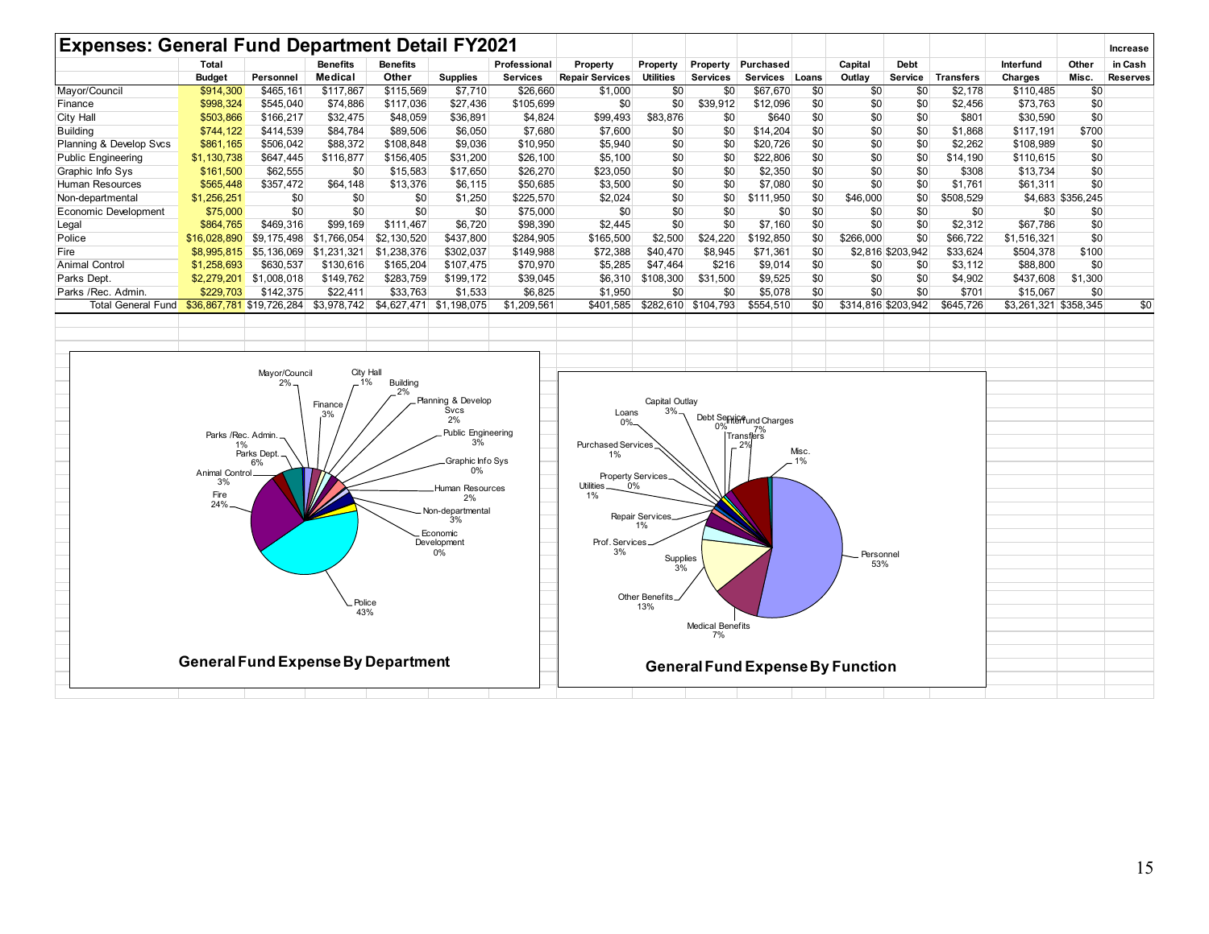## Expenses: General Fund Department Detail FY2021

| | Total Budget | Personnel | Benefits Medical | Benefits Other | Supplies | Professional Services | Property Repair Services | Property Utilities | Property Services | Purchased Services | Loans | Capital Outlay | Debt Service | Transfers | Interfund Charges | Other Misc. | Increase in Cash Reserves |
|---|---|---|---|---|---|---|---|---|---|---|---|---|---|---|---|---|---|
| Mayor/Council | $914,300 | $465,161 | $117,867 | $115,569 | $7,710 | $26,660 | $1,000 | $0 | $0 | $67,670 | $0 | $0 | $0 | $2,178 | $110,485 | $0 | |
| Finance | $998,324 | $545,040 | $74,886 | $117,036 | $27,436 | $105,699 | $0 | $0 | $39,912 | $12,096 | $0 | $0 | $0 | $2,456 | $73,763 | $0 | |
| City Hall | $503,866 | $166,217 | $32,475 | $48,059 | $36,891 | $4,824 | $99,493 | $83,876 | $0 | $640 | $0 | $0 | $0 | $801 | $30,590 | $0 | |
| Building | $744,122 | $414,539 | $84,784 | $89,506 | $6,050 | $7,680 | $7,600 | $0 | $0 | $14,204 | $0 | $0 | $0 | $1,868 | $117,191 | $700 | |
| Planning & Develop Svcs | $861,165 | $506,042 | $88,372 | $108,848 | $9,036 | $10,950 | $5,940 | $0 | $0 | $20,726 | $0 | $0 | $0 | $2,262 | $108,989 | $0 | |
| Public Engineering | $1,130,738 | $647,445 | $116,877 | $156,405 | $31,200 | $26,100 | $5,100 | $0 | $0 | $22,806 | $0 | $0 | $0 | $14,190 | $110,615 | $0 | |
| Graphic Info Sys | $161,500 | $62,555 | $0 | $15,583 | $17,650 | $26,270 | $23,050 | $0 | $0 | $2,350 | $0 | $0 | $0 | $308 | $13,734 | $0 | |
| Human Resources | $565,448 | $357,472 | $64,148 | $13,376 | $6,115 | $50,685 | $3,500 | $0 | $0 | $7,080 | $0 | $0 | $0 | $1,761 | $61,311 | $0 | |
| Non-departmental | $1,256,251 | $0 | $0 | $0 | $1,250 | $225,570 | $2,024 | $0 | $0 | $111,950 | $0 | $46,000 | $0 | $508,529 | $4,683 | $356,245 | |
| Economic Development | $75,000 | $0 | $0 | $0 | $0 | $75,000 | $0 | $0 | $0 | $0 | $0 | $0 | $0 | $0 | $0 | $0 | |
| Legal | $864,765 | $469,316 | $99,169 | $111,467 | $6,720 | $98,390 | $2,445 | $0 | $0 | $7,160 | $0 | $0 | $0 | $2,312 | $67,786 | $0 | |
| Police | $16,028,890 | $9,175,498 | $1,766,054 | $2,130,520 | $437,800 | $284,905 | $165,500 | $2,500 | $24,220 | $192,850 | $0 | $266,000 | $0 | $66,722 | $1,516,321 | $0 | |
| Fire | $8,995,815 | $5,136,069 | $1,231,321 | $1,238,376 | $302,037 | $149,988 | $72,388 | $40,470 | $8,945 | $71,361 | $0 | $2,816 | $203,942 | $33,624 | $504,378 | $100 | |
| Animal Control | $1,258,693 | $630,537 | $130,616 | $165,204 | $107,475 | $70,970 | $5,285 | $47,464 | $216 | $9,014 | $0 | $0 | $0 | $3,112 | $88,800 | $0 | |
| Parks Dept. | $2,279,201 | $1,008,018 | $149,762 | $283,759 | $199,172 | $39,045 | $6,310 | $108,300 | $31,500 | $9,525 | $0 | $0 | $0 | $4,902 | $437,608 | $1,300 | |
| Parks /Rec. Admin. | $229,703 | $142,375 | $22,411 | $33,763 | $1,533 | $6,825 | $1,950 | $0 | $0 | $5,078 | $0 | $0 | $0 | $701 | $15,067 | $0 | |
| Total General Fund | $36,867,781 | $19,726,284 | $3,978,742 | $4,627,471 | $1,198,075 | $1,209,561 | $401,585 | $282,610 | $104,793 | $554,510 | $0 | $314,816 | $203,942 | $645,726 | $3,261,321 | $358,345 | $0 |

**General Fund Expense By Department**

Mayor/Council 2%, City Hall 1%, Building 2%, Finance 3%, Planning & Develop Svcs 2%, Public Engineering 3%, Graphic Info Sys 0%, Human Resources 2%, Non-departmental 3%, Economic Development 0%, Police 43%, Fire 24%, Animal Control 3%, Parks Dept. 6%, Parks /Rec. Admin. 1%

**General Fund Expense By Function**

Personnel 53%, Medical Benefits 7%, Other Benefits 13%, Supplies 3%, Prof. Services 3%, Repair Services 1%, Utilities 1%, Property Services 0%, Purchased Services 1%, Loans 0%, Capital Outlay 3%, Debt Service 0%, Interfund Charges 7%, Transfers 2%, Misc. 1%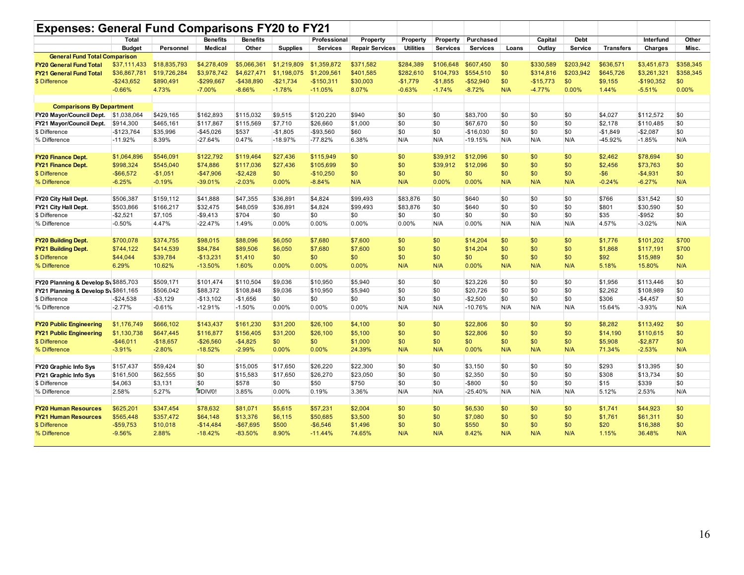# Expenses: General Fund Comparisons FY20 to FY21

| | Total Budget | Personnel | Benefits Medical | Benefits Other | Supplies | Professional Services | Property Repair Services | Property Utilities | Property Services | Purchased Services | Loans | Capital Outlay | Debt Service | Transfers | Interfund Charges | Other Misc. |
|---|---|---|---|---|---|---|---|---|---|---|---|---|---|---|---|---|
| **General Fund Total Comparison** | | | | | | | | | | | | | | | | |
| **FY20 General Fund Total** | $37,111,433 | $18,835,793 | $4,278,409 | $5,066,361 | $1,219,809 | $1,359,872 | $371,582 | $284,389 | $106,648 | $607,450 | $0 | $330,589 | $203,942 | $636,571 | $3,451,673 | $358,345 |
| **FY21 General Fund Total** | $36,867,781 | $19,726,284 | $3,978,742 | $4,627,471 | $1,198,075 | $1,209,561 | $401,585 | $282,610 | $104,793 | $554,510 | $0 | $314,816 | $203,942 | $645,726 | $3,261,321 | $358,345 |
| $ Difference | -$243,652 | $890,491 | -$299,667 | -$438,890 | -$21,734 | -$150,311 | $30,003 | -$1,779 | -$1,855 | -$52,940 | $0 | -$15,773 | $0 | $9,155 | -$190,352 | $0 |
| | -0.66% | 4.73% | -7.00% | -8.66% | -1.78% | -11.05% | 8.07% | -0.63% | -1.74% | -8.72% | N/A | -4.77% | 0.00% | 1.44% | -5.51% | 0.00% |
| | | | | | | | | | | | | | | | | |
| **Comparisons By Department** | | | | | | | | | | | | | | | | |
| **FY20 Mayor/Council Dept.** | $1,038,064 | $429,165 | $162,893 | $115,032 | $9,515 | $120,220 | $940 | $0 | $0 | $83,700 | $0 | $0 | $0 | $4,027 | $112,572 | $0 |
| **FY21 Mayor/Council Dept.** | $914,300 | $465,161 | $117,867 | $115,569 | $7,710 | $26,660 | $1,000 | $0 | $0 | $67,670 | $0 | $0 | $0 | $2,178 | $110,485 | $0 |
| $ Difference | -$123,764 | $35,996 | -$45,026 | $537 | -$1,805 | -$93,560 | $60 | $0 | $0 | -$16,030 | $0 | $0 | $0 | -$1,849 | -$2,087 | $0 |
| % Difference | -11.92% | 8.39% | -27.64% | 0.47% | -18.97% | -77.82% | 6.38% | N/A | N/A | -19.15% | N/A | N/A | N/A | -45.92% | -1.85% | N/A |
| | | | | | | | | | | | | | | | | |
| **FY20 Finance Dept.** | $1,064,896 | $546,091 | $122,792 | $119,464 | $27,436 | $115,949 | $0 | $0 | $39,912 | $12,096 | $0 | $0 | $0 | $2,462 | $78,694 | $0 |
| **FY21 Finance Dept.** | $998,324 | $545,040 | $74,886 | $117,036 | $27,436 | $105,699 | $0 | $0 | $39,912 | $12,096 | $0 | $0 | $0 | $2,456 | $73,763 | $0 |
| $ Difference | -$66,572 | -$1,051 | -$47,906 | -$2,428 | $0 | -$10,250 | $0 | $0 | $0 | $0 | $0 | $0 | $0 | -$6 | -$4,931 | $0 |
| % Difference | -6.25% | -0.19% | -39.01% | -2.03% | 0.00% | -8.84% | N/A | N/A | 0.00% | 0.00% | N/A | N/A | N/A | -0.24% | -6.27% | N/A |
| | | | | | | | | | | | | | | | | |
| **FY20 City Hall Dept.** | $506,387 | $159,112 | $41,888 | $47,355 | $36,891 | $4,824 | $99,493 | $83,876 | $0 | $640 | $0 | $0 | $0 | $766 | $31,542 | $0 |
| **FY21 City Hall Dept.** | $503,866 | $166,217 | $32,475 | $48,059 | $36,891 | $4,824 | $99,493 | $83,876 | $0 | $640 | $0 | $0 | $0 | $801 | $30,590 | $0 |
| $ Difference | -$2,521 | $7,105 | -$9,413 | $704 | $0 | $0 | $0 | $0 | $0 | $0 | $0 | $0 | $0 | $35 | -$952 | $0 |
| % Difference | -0.50% | 4.47% | -22.47% | 1.49% | 0.00% | 0.00% | 0.00% | 0.00% | N/A | 0.00% | N/A | N/A | N/A | 4.57% | -3.02% | N/A |
| | | | | | | | | | | | | | | | | |
| **FY20 Building Dept.** | $700,078 | $374,755 | $98,015 | $88,096 | $6,050 | $7,680 | $7,600 | $0 | $0 | $14,204 | $0 | $0 | $0 | $1,776 | $101,202 | $700 |
| **FY21 Building Dept.** | $744,122 | $414,539 | $84,784 | $89,506 | $6,050 | $7,680 | $7,600 | $0 | $0 | $14,204 | $0 | $0 | $0 | $1,868 | $117,191 | $700 |
| $ Difference | $44,044 | $39,784 | -$13,231 | $1,410 | $0 | $0 | $0 | $0 | $0 | $0 | $0 | $0 | $0 | $92 | $15,989 | $0 |
| % Difference | 6.29% | 10.62% | -13.50% | 1.60% | 0.00% | 0.00% | 0.00% | N/A | N/A | 0.00% | N/A | N/A | N/A | 5.18% | 15.80% | N/A |
| | | | | | | | | | | | | | | | | |
| **FY20 Planning & Develop Sv** | $885,703 | $509,171 | $101,474 | $110,504 | $9,036 | $10,950 | $5,940 | $0 | $0 | $23,226 | $0 | $0 | $0 | $1,956 | $113,446 | $0 |
| **FY21 Planning & Develop Sv** | $861,165 | $506,042 | $88,372 | $108,848 | $9,036 | $10,950 | $5,940 | $0 | $0 | $20,726 | $0 | $0 | $0 | $2,262 | $108,989 | $0 |
| $ Difference | -$24,538 | -$3,129 | -$13,102 | -$1,656 | $0 | $0 | $0 | $0 | $0 | -$2,500 | $0 | $0 | $0 | $306 | -$4,457 | $0 |
| % Difference | -2.77% | -0.61% | -12.91% | -1.50% | 0.00% | 0.00% | 0.00% | N/A | N/A | -10.76% | N/A | N/A | N/A | 15.64% | -3.93% | N/A |
| | | | | | | | | | | | | | | | | |
| **FY20 Public Engineering** | $1,176,749 | $666,102 | $143,437 | $161,230 | $31,200 | $26,100 | $4,100 | $0 | $0 | $22,806 | $0 | $0 | $0 | $8,282 | $113,492 | $0 |
| **FY21 Public Engineering** | $1,130,738 | $647,445 | $116,877 | $156,405 | $31,200 | $26,100 | $5,100 | $0 | $0 | $22,806 | $0 | $0 | $0 | $14,190 | $110,615 | $0 |
| $ Difference | -$46,011 | -$18,657 | -$26,560 | -$4,825 | $0 | $0 | $1,000 | $0 | $0 | $0 | $0 | $0 | $0 | $5,908 | -$2,877 | $0 |
| % Difference | -3.91% | -2.80% | -18.52% | -2.99% | 0.00% | 0.00% | 24.39% | N/A | N/A | 0.00% | N/A | N/A | N/A | 71.34% | -2.53% | N/A |
| | | | | | | | | | | | | | | | | |
| **FY20 Graphic Info Sys** | $157,437 | $59,424 | $0 | $15,005 | $17,650 | $26,220 | $22,300 | $0 | $0 | $3,150 | $0 | $0 | $0 | $293 | $13,395 | $0 |
| **FY21 Graphic Info Sys** | $161,500 | $62,555 | $0 | $15,583 | $17,650 | $26,270 | $23,050 | $0 | $0 | $2,350 | $0 | $0 | $0 | $308 | $13,734 | $0 |
| $ Difference | $4,063 | $3,131 | $0 | $578 | $0 | $50 | $750 | $0 | $0 | -$800 | $0 | $0 | $0 | $15 | $339 | $0 |
| % Difference | 2.58% | 5.27% | #DIV/0! | 3.85% | 0.00% | 0.19% | 3.36% | N/A | N/A | -25.40% | N/A | N/A | N/A | 5.12% | 2.53% | N/A |
| | | | | | | | | | | | | | | | | |
| **FY20 Human Resources** | $625,201 | $347,454 | $78,632 | $81,071 | $5,615 | $57,231 | $2,004 | $0 | $0 | $6,530 | $0 | $0 | $0 | $1,741 | $44,923 | $0 |
| **FY21 Human Resources** | $565,448 | $357,472 | $64,148 | $13,376 | $6,115 | $50,685 | $3,500 | $0 | $0 | $7,080 | $0 | $0 | $0 | $1,761 | $61,311 | $0 |
| $ Difference | -$59,753 | $10,018 | -$14,484 | -$67,695 | $500 | -$6,546 | $1,496 | $0 | $0 | $550 | $0 | $0 | $0 | $20 | $16,388 | $0 |
| % Difference | -9.56% | 2.88% | -18.42% | -83.50% | 8.90% | -11.44% | 74.65% | N/A | N/A | 8.42% | N/A | N/A | N/A | 1.15% | 36.48% | N/A |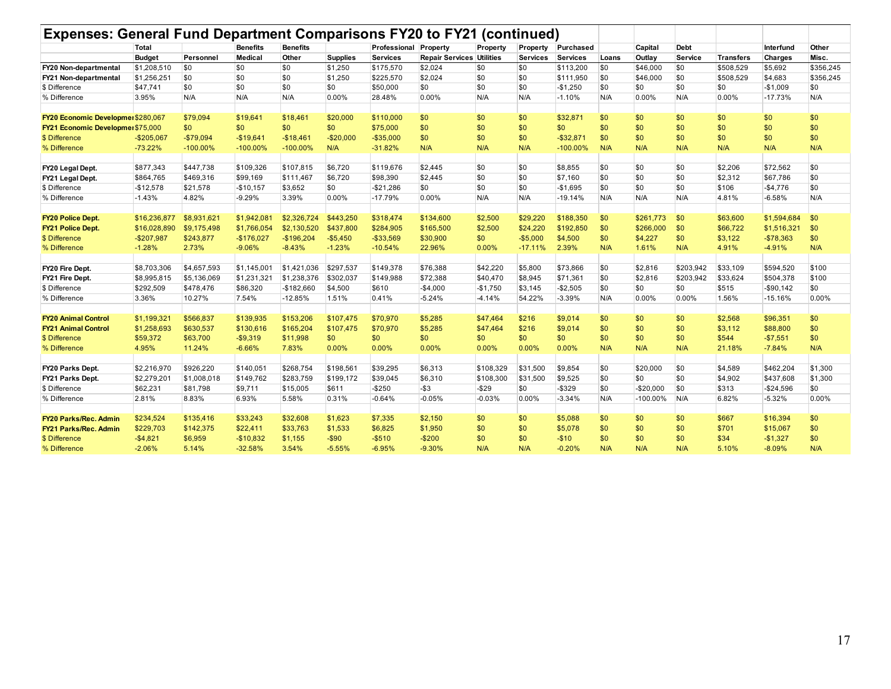# Expenses: General Fund Department Comparisons FY20 to FY21 (continued)

| | Total Budget | Personnel | Benefits Medical | Benefits Other | Supplies | Professional Services | Property Repair Services | Property Utilities | Property Services | Purchased Services | Loans | Capital Outlay | Debt Service | Transfers | Interfund Charges | Other Misc. |
|---|---|---|---|---|---|---|---|---|---|---|---|---|---|---|---|---|
| **FY20 Non-departmental** | $1,208,510 | $0 | $0 | $0 | $1,250 | $175,570 | $2,024 | $0 | $0 | $113,200 | $0 | $46,000 | $0 | $508,529 | $5,692 | $356,245 |
| **FY21 Non-departmental** | $1,256,251 | $0 | $0 | $0 | $1,250 | $225,570 | $2,024 | $0 | $0 | $111,950 | $0 | $46,000 | $0 | $508,529 | $4,683 | $356,245 |
| $ Difference | $47,741 | $0 | $0 | $0 | $0 | $50,000 | $0 | $0 | $0 | -$1,250 | $0 | $0 | $0 | $0 | -$1,009 | $0 |
| % Difference | 3.95% | N/A | N/A | N/A | 0.00% | 28.48% | 0.00% | N/A | N/A | -1.10% | N/A | 0.00% | N/A | 0.00% | -17.73% | N/A |
| | | | | | | | | | | | | | | | | |
| **FY20 Economic Development** | $280,067 | $79,094 | $19,641 | $18,461 | $20,000 | $110,000 | $0 | $0 | $0 | $32,871 | $0 | $0 | $0 | $0 | $0 | $0 |
| **FY21 Economic Development** | $75,000 | $0 | $0 | $0 | $0 | $75,000 | $0 | $0 | $0 | $0 | $0 | $0 | $0 | $0 | $0 | $0 |
| $ Difference | -$205,067 | -$79,094 | -$19,641 | -$18,461 | -$20,000 | -$35,000 | $0 | $0 | $0 | -$32,871 | $0 | $0 | $0 | $0 | $0 | $0 |
| % Difference | -73.22% | -100.00% | -100.00% | -100.00% | N/A | -31.82% | N/A | N/A | N/A | -100.00% | N/A | N/A | N/A | N/A | N/A | N/A |
| | | | | | | | | | | | | | | | | |
| **FY20 Legal Dept.** | $877,343 | $447,738 | $109,326 | $107,815 | $6,720 | $119,676 | $2,445 | $0 | $0 | $8,855 | $0 | $0 | $0 | $2,206 | $72,562 | $0 |
| **FY21 Legal Dept.** | $864,765 | $469,316 | $99,169 | $111,467 | $6,720 | $98,390 | $2,445 | $0 | $0 | $7,160 | $0 | $0 | $0 | $2,312 | $67,786 | $0 |
| $ Difference | -$12,578 | $21,578 | -$10,157 | $3,652 | $0 | -$21,286 | $0 | $0 | $0 | -$1,695 | $0 | $0 | $0 | $106 | -$4,776 | $0 |
| % Difference | -1.43% | 4.82% | -9.29% | 3.39% | 0.00% | -17.79% | 0.00% | N/A | N/A | -19.14% | N/A | N/A | N/A | 4.81% | -6.58% | N/A |
| | | | | | | | | | | | | | | | | |
| **FY20 Police Dept.** | $16,236,877 | $8,931,621 | $1,942,081 | $2,326,724 | $443,250 | $318,474 | $134,600 | $2,500 | $29,220 | $188,350 | $0 | $261,773 | $0 | $63,600 | $1,594,684 | $0 |
| **FY21 Police Dept.** | $16,028,890 | $9,175,498 | $1,766,054 | $2,130,520 | $437,800 | $284,905 | $165,500 | $2,500 | $24,220 | $192,850 | $0 | $266,000 | $0 | $66,722 | $1,516,321 | $0 |
| $ Difference | -$207,987 | $243,877 | -$176,027 | -$196,204 | -$5,450 | -$33,569 | $30,900 | $0 | -$5,000 | $4,500 | $0 | $4,227 | $0 | $3,122 | -$78,363 | $0 |
| % Difference | -1.28% | 2.73% | -9.06% | -8.43% | -1.23% | -10.54% | 22.96% | 0.00% | -17.11% | 2.39% | N/A | 1.61% | N/A | 4.91% | -4.91% | N/A |
| | | | | | | | | | | | | | | | | |
| **FY20 Fire Dept.** | $8,703,306 | $4,657,593 | $1,145,001 | $1,421,036 | $297,537 | $149,378 | $76,388 | $42,220 | $5,800 | $73,866 | $0 | $2,816 | $203,942 | $33,109 | $594,520 | $100 |
| **FY21 Fire Dept.** | $8,995,815 | $5,136,069 | $1,231,321 | $1,238,376 | $302,037 | $149,988 | $72,388 | $40,470 | $8,945 | $71,361 | $0 | $2,816 | $203,942 | $33,624 | $504,378 | $100 |
| $ Difference | $292,509 | $478,476 | $86,320 | -$182,660 | $4,500 | $610 | -$4,000 | -$1,750 | $3,145 | -$2,505 | $0 | $0 | $0 | $515 | -$90,142 | $0 |
| % Difference | 3.36% | 10.27% | 7.54% | -12.85% | 1.51% | 0.41% | -5.24% | -4.14% | 54.22% | -3.39% | N/A | 0.00% | 0.00% | 1.56% | -15.16% | 0.00% |
| | | | | | | | | | | | | | | | | |
| **FY20 Animal Control** | $1,199,321 | $566,837 | $139,935 | $153,206 | $107,475 | $70,970 | $5,285 | $47,464 | $216 | $9,014 | $0 | $0 | $0 | $2,568 | $96,351 | $0 |
| **FY21 Animal Control** | $1,258,693 | $630,537 | $130,616 | $165,204 | $107,475 | $70,970 | $5,285 | $47,464 | $216 | $9,014 | $0 | $0 | $0 | $3,112 | $88,800 | $0 |
| $ Difference | $59,372 | $63,700 | -$9,319 | $11,998 | $0 | $0 | $0 | $0 | $0 | $0 | $0 | $0 | $0 | $544 | -$7,551 | $0 |
| % Difference | 4.95% | 11.24% | -6.66% | 7.83% | 0.00% | 0.00% | 0.00% | 0.00% | 0.00% | 0.00% | N/A | N/A | N/A | 21.18% | -7.84% | N/A |
| | | | | | | | | | | | | | | | | |
| **FY20 Parks Dept.** | $2,216,970 | $926,220 | $140,051 | $268,754 | $198,561 | $39,295 | $6,313 | $108,329 | $31,500 | $9,854 | $0 | $20,000 | $0 | $4,589 | $462,204 | $1,300 |
| **FY21 Parks Dept.** | $2,279,201 | $1,008,018 | $149,762 | $283,759 | $199,172 | $39,045 | $6,310 | $108,300 | $31,500 | $9,525 | $0 | $0 | $0 | $4,902 | $437,608 | $1,300 |
| $ Difference | $62,231 | $81,798 | $9,711 | $15,005 | $611 | -$250 | -$3 | -$29 | $0 | -$329 | $0 | -$20,000 | $0 | $313 | -$24,596 | $0 |
| % Difference | 2.81% | 8.83% | 6.93% | 5.58% | 0.31% | -0.64% | -0.05% | -0.03% | 0.00% | -3.34% | N/A | -100.00% | N/A | 6.82% | -5.32% | 0.00% |
| | | | | | | | | | | | | | | | | |
| **FY20 Parks/Rec. Admin** | $234,524 | $135,416 | $33,243 | $32,608 | $1,623 | $7,335 | $2,150 | $0 | $0 | $5,088 | $0 | $0 | $0 | $667 | $16,394 | $0 |
| **FY21 Parks/Rec. Admin** | $229,703 | $142,375 | $22,411 | $33,763 | $1,533 | $6,825 | $1,950 | $0 | $0 | $5,078 | $0 | $0 | $0 | $701 | $15,067 | $0 |
| $ Difference | -$4,821 | $6,959 | -$10,832 | $1,155 | -$90 | -$510 | -$200 | $0 | $0 | -$10 | $0 | $0 | $0 | $34 | -$1,327 | $0 |
| % Difference | -2.06% | 5.14% | -32.58% | 3.54% | -5.55% | -6.95% | -9.30% | N/A | N/A | -0.20% | N/A | N/A | N/A | 5.10% | -8.09% | N/A |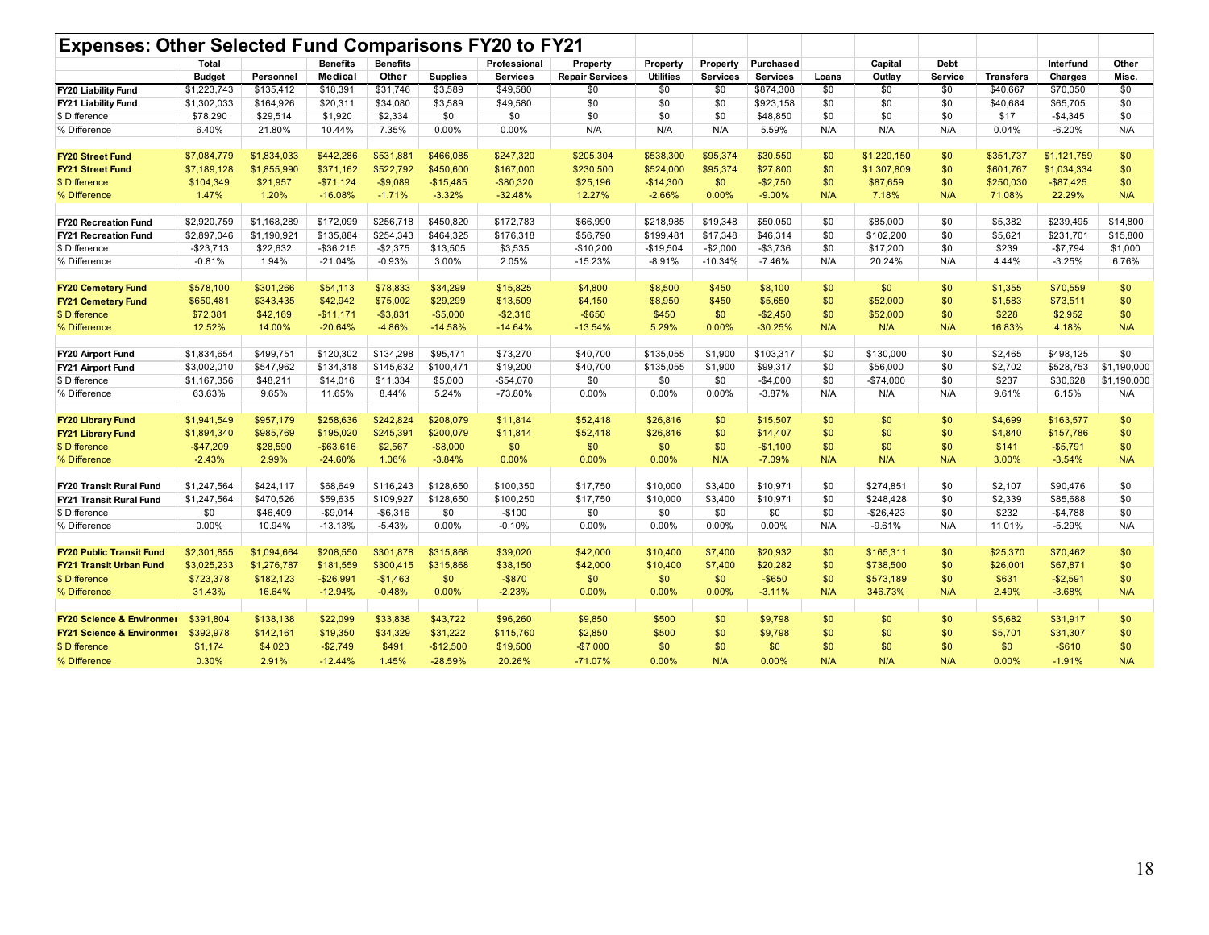## Expenses: Other Selected Fund Comparisons FY20 to FY21

| | Total Budget | Personnel | Benefits Medical | Benefits Other | Supplies | Professional Services | Property Repair Services | Property Utilities | Property Services | Purchased Services | Loans | Capital Outlay | Debt Service | Transfers | Interfund Charges | Other Misc. |
|---|---|---|---|---|---|---|---|---|---|---|---|---|---|---|---|---|
| **FY20 Liability Fund** | $1,223,743 | $135,412 | $18,391 | $31,746 | $3,589 | $49,580 | $0 | $0 | $0 | $874,308 | $0 | $0 | $0 | $40,667 | $70,050 | $0 |
| **FY21 Liability Fund** | $1,302,033 | $164,926 | $20,311 | $34,080 | $3,589 | $49,580 | $0 | $0 | $0 | $923,158 | $0 | $0 | $0 | $40,684 | $65,705 | $0 |
| $ Difference | $78,290 | $29,514 | $1,920 | $2,334 | $0 | $0 | $0 | $0 | $0 | $48,850 | $0 | $0 | $0 | $17 | -$4,345 | $0 |
| % Difference | 6.40% | 21.80% | 10.44% | 7.35% | 0.00% | 0.00% | N/A | N/A | N/A | 5.59% | N/A | N/A | N/A | 0.04% | -6.20% | N/A |
| | | | | | | | | | | | | | | | | |
| **FY20 Street Fund** | $7,084,779 | $1,834,033 | $442,286 | $531,881 | $466,085 | $247,320 | $205,304 | $538,300 | $95,374 | $30,550 | $0 | $1,220,150 | $0 | $351,737 | $1,121,759 | $0 |
| **FY21 Street Fund** | $7,189,128 | $1,855,990 | $371,162 | $522,792 | $450,600 | $167,000 | $230,500 | $524,000 | $95,374 | $27,800 | $0 | $1,307,809 | $0 | $601,767 | $1,034,334 | $0 |
| $ Difference | $104,349 | $21,957 | -$71,124 | -$9,089 | -$15,485 | -$80,320 | $25,196 | -$14,300 | $0 | -$2,750 | $0 | $87,659 | $0 | $250,030 | -$87,425 | $0 |
| % Difference | 1.47% | 1.20% | -16.08% | -1.71% | -3.32% | -32.48% | 12.27% | -2.66% | 0.00% | -9.00% | N/A | 7.18% | N/A | 71.08% | 22.29% | N/A |
| | | | | | | | | | | | | | | | | |
| **FY20 Recreation Fund** | $2,920,759 | $1,168,289 | $172,099 | $256,718 | $450,820 | $172,783 | $66,990 | $218,985 | $19,348 | $50,050 | $0 | $85,000 | $0 | $5,382 | $239,495 | $14,800 |
| **FY21 Recreation Fund** | $2,897,046 | $1,190,921 | $135,884 | $254,343 | $464,325 | $176,318 | $56,790 | $199,481 | $17,348 | $46,314 | $0 | $102,200 | $0 | $5,621 | $231,701 | $15,800 |
| $ Difference | -$23,713 | $22,632 | -$36,215 | -$2,375 | $13,505 | $3,535 | -$10,200 | -$19,504 | -$2,000 | -$3,736 | $0 | $17,200 | $0 | $239 | -$7,794 | $1,000 |
| % Difference | -0.81% | 1.94% | -21.04% | -0.93% | 3.00% | 2.05% | -15.23% | -8.91% | -10.34% | -7.46% | N/A | 20.24% | N/A | 4.44% | -3.25% | 6.76% |
| | | | | | | | | | | | | | | | | |
| **FY20 Cemetery Fund** | $578,100 | $301,266 | $54,113 | $78,833 | $34,299 | $15,825 | $4,800 | $8,500 | $450 | $8,100 | $0 | $0 | $0 | $1,355 | $70,559 | $0 |
| **FY21 Cemetery Fund** | $650,481 | $343,435 | $42,942 | $75,002 | $29,299 | $13,509 | $4,150 | $8,950 | $450 | $5,650 | $0 | $52,000 | $0 | $1,583 | $73,511 | $0 |
| $ Difference | $72,381 | $42,169 | -$11,171 | -$3,831 | -$5,000 | -$2,316 | -$650 | $450 | $0 | -$2,450 | $0 | $52,000 | $0 | $228 | $2,952 | $0 |
| % Difference | 12.52% | 14.00% | -20.64% | -4.86% | -14.58% | -14.64% | -13.54% | 5.29% | 0.00% | -30.25% | N/A | N/A | N/A | 16.83% | 4.18% | N/A |
| | | | | | | | | | | | | | | | | |
| **FY20 Airport Fund** | $1,834,654 | $499,751 | $120,302 | $134,298 | $95,471 | $73,270 | $40,700 | $135,055 | $1,900 | $103,317 | $0 | $130,000 | $0 | $2,465 | $498,125 | $0 |
| **FY21 Airport Fund** | $3,002,010 | $547,962 | $134,318 | $145,632 | $100,471 | $19,200 | $40,700 | $135,055 | $1,900 | $99,317 | $0 | $56,000 | $0 | $2,702 | $528,753 | $1,190,000 |
| $ Difference | $1,167,356 | $48,211 | $14,016 | $11,334 | $5,000 | -$54,070 | $0 | $0 | $0 | -$4,000 | $0 | -$74,000 | $0 | $237 | $30,628 | $1,190,000 |
| % Difference | 63.63% | 9.65% | 11.65% | 8.44% | 5.24% | -73.80% | 0.00% | 0.00% | 0.00% | -3.87% | N/A | N/A | N/A | 9.61% | 6.15% | N/A |
| | | | | | | | | | | | | | | | | |
| **FY20 Library Fund** | $1,941,549 | $957,179 | $258,636 | $242,824 | $208,079 | $11,814 | $52,418 | $26,816 | $0 | $15,507 | $0 | $0 | $0 | $4,699 | $163,577 | $0 |
| **FY21 Library Fund** | $1,894,340 | $985,769 | $195,020 | $245,391 | $200,079 | $11,814 | $52,418 | $26,816 | $0 | $14,407 | $0 | $0 | $0 | $4,840 | $157,786 | $0 |
| $ Difference | -$47,209 | $28,590 | -$63,616 | $2,567 | -$8,000 | $0 | $0 | $0 | $0 | -$1,100 | $0 | $0 | $0 | $141 | -$5,791 | $0 |
| % Difference | -2.43% | 2.99% | -24.60% | 1.06% | -3.84% | 0.00% | 0.00% | 0.00% | N/A | -7.09% | N/A | N/A | N/A | 3.00% | -3.54% | N/A |
| | | | | | | | | | | | | | | | | |
| **FY20 Transit Rural Fund** | $1,247,564 | $424,117 | $68,649 | $116,243 | $128,650 | $100,350 | $17,750 | $10,000 | $3,400 | $10,971 | $0 | $274,851 | $0 | $2,107 | $90,476 | $0 |
| **FY21 Transit Rural Fund** | $1,247,564 | $470,526 | $59,635 | $109,927 | $128,650 | $100,250 | $17,750 | $10,000 | $3,400 | $10,971 | $0 | $248,428 | $0 | $2,339 | $85,688 | $0 |
| $ Difference | $0 | $46,409 | -$9,014 | -$6,316 | $0 | -$100 | $0 | $0 | $0 | $0 | $0 | -$26,423 | $0 | $232 | -$4,788 | $0 |
| % Difference | 0.00% | 10.94% | -13.13% | -5.43% | 0.00% | -0.10% | 0.00% | 0.00% | 0.00% | 0.00% | N/A | -9.61% | N/A | 11.01% | -5.29% | N/A |
| | | | | | | | | | | | | | | | | |
| **FY20 Public Transit Fund** | $2,301,855 | $1,094,664 | $208,550 | $301,878 | $315,868 | $39,020 | $42,000 | $10,400 | $7,400 | $20,932 | $0 | $165,311 | $0 | $25,370 | $70,462 | $0 |
| **FY21 Transit Urban Fund** | $3,025,233 | $1,276,787 | $181,559 | $300,415 | $315,868 | $38,150 | $42,000 | $10,400 | $7,400 | $20,282 | $0 | $738,500 | $0 | $26,001 | $67,871 | $0 |
| $ Difference | $723,378 | $182,123 | -$26,991 | -$1,463 | $0 | -$870 | $0 | $0 | $0 | -$650 | $0 | $573,189 | $0 | $631 | -$2,591 | $0 |
| % Difference | 31.43% | 16.64% | -12.94% | -0.48% | 0.00% | -2.23% | 0.00% | 0.00% | 0.00% | -3.11% | N/A | 346.73% | N/A | 2.49% | -3.68% | N/A |
| | | | | | | | | | | | | | | | | |
| **FY20 Science & Environmer** | $391,804 | $138,138 | $22,099 | $33,838 | $43,722 | $96,260 | $9,850 | $500 | $0 | $9,798 | $0 | $0 | $0 | $5,682 | $31,917 | $0 |
| **FY21 Science & Environmer** | $392,978 | $142,161 | $19,350 | $34,329 | $31,222 | $115,760 | $2,850 | $500 | $0 | $9,798 | $0 | $0 | $0 | $5,701 | $31,307 | $0 |
| $ Difference | $1,174 | $4,023 | -$2,749 | $491 | -$12,500 | $19,500 | -$7,000 | $0 | $0 | $0 | $0 | $0 | $0 | $0 | -$610 | $0 |
| % Difference | 0.30% | 2.91% | -12.44% | 1.45% | -28.59% | 20.26% | -71.07% | 0.00% | N/A | 0.00% | N/A | N/A | N/A | 0.00% | -1.91% | N/A |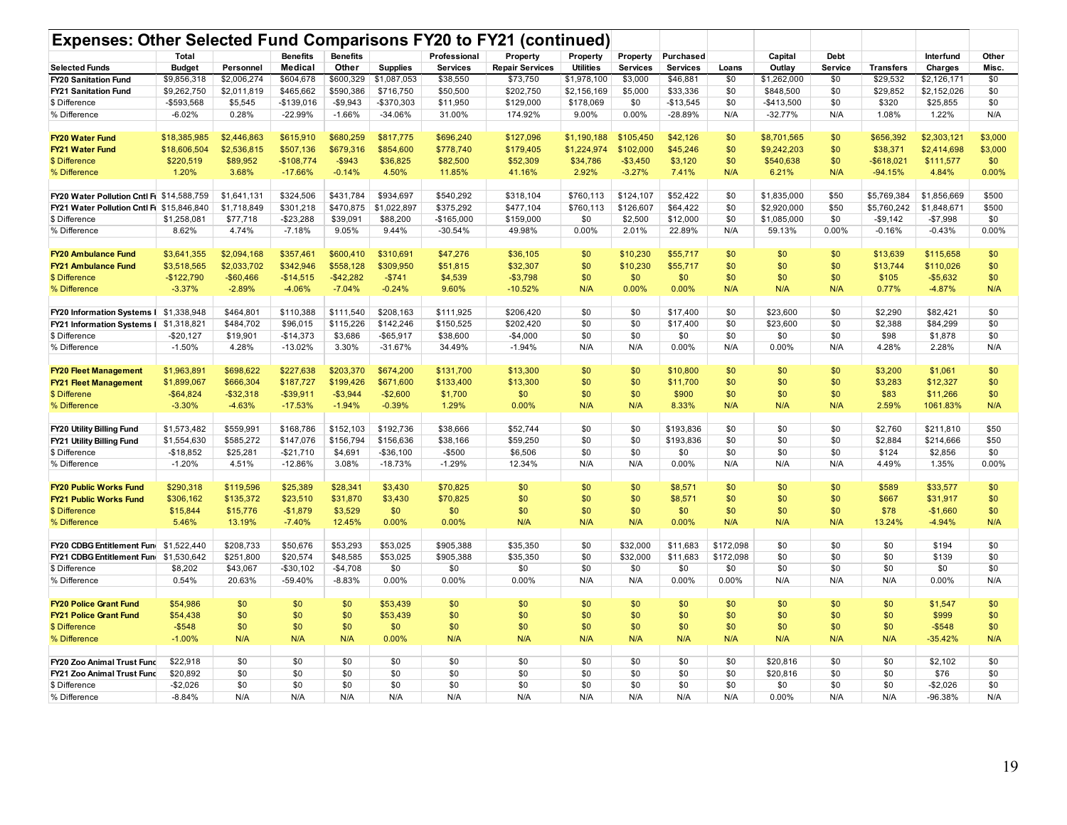# Expenses: Other Selected Fund Comparisons FY20 to FY21 (continued)

| Selected Funds | Total Budget | Personnel | Benefits Medical | Benefits Other | Supplies | Professional Services | Property Repair Services | Property Utilities | Property Services | Purchased Services | Loans | Capital Outlay | Debt Service | Transfers | Interfund Charges | Other Misc. |
|---|---|---|---|---|---|---|---|---|---|---|---|---|---|---|---|---|
| **FY20 Sanitation Fund** | $9,856,318 | $2,006,274 | $604,678 | $600,329 | $1,087,053 | $38,550 | $73,750 | $1,978,100 | $3,000 | $46,881 | $0 | $1,262,000 | $0 | $29,532 | $2,126,171 | $0 |
| **FY21 Sanitation Fund** | $9,262,750 | $2,011,819 | $465,662 | $590,386 | $716,750 | $50,500 | $202,750 | $2,156,169 | $5,000 | $33,336 | $0 | $848,500 | $0 | $29,852 | $2,152,026 | $0 |
| $ Difference | -$593,568 | $5,545 | -$139,016 | -$9,943 | -$370,303 | $11,950 | $129,000 | $178,069 | $0 | -$13,545 | $0 | -$413,500 | $0 | $320 | $25,855 | $0 |
| % Difference | -6.02% | 0.28% | -22.99% | -1.66% | -34.06% | 31.00% | 174.92% | 9.00% | 0.00% | -28.89% | N/A | -32.77% | N/A | 1.08% | 1.22% | N/A |
| **FY20 Water Fund** | $18,385,985 | $2,446,863 | $615,910 | $680,259 | $817,775 | $696,240 | $127,096 | $1,190,188 | $105,450 | $42,126 | $0 | $8,701,565 | $0 | $656,392 | $2,303,121 | $3,000 |
| **FY21 Water Fund** | $18,606,504 | $2,536,815 | $507,136 | $679,316 | $854,600 | $778,740 | $179,405 | $1,224,974 | $102,000 | $45,246 | $0 | $9,242,203 | $0 | $38,371 | $2,414,698 | $3,000 |
| $ Difference | $220,519 | $89,952 | -$108,774 | -$943 | $36,825 | $82,500 | $52,309 | $34,786 | -$3,450 | $3,120 | $0 | $540,638 | $0 | -$618,021 | $111,577 | $0 |
| % Difference | 1.20% | 3.68% | -17.66% | -0.14% | 4.50% | 11.85% | 41.16% | 2.92% | -3.27% | 7.41% | N/A | 6.21% | N/A | -94.15% | 4.84% | 0.00% |
| **FY20 Water Pollution Cntl Fu** | $14,588,759 | $1,641,131 | $324,506 | $431,784 | $934,697 | $540,292 | $318,104 | $760,113 | $124,107 | $52,422 | $0 | $1,835,000 | $50 | $5,769,384 | $1,856,669 | $500 |
| **FY21 Water Pollution Cntl Fu** | $15,846,840 | $1,718,849 | $301,218 | $470,875 | $1,022,897 | $375,292 | $477,104 | $760,113 | $126,607 | $64,422 | $0 | $2,920,000 | $50 | $5,760,242 | $1,848,671 | $500 |
| $ Difference | $1,258,081 | $77,718 | -$23,288 | $39,091 | $88,200 | -$165,000 | $159,000 | $0 | $2,500 | $12,000 | $0 | $1,085,000 | $0 | -$9,142 | -$7,998 | $0 |
| % Difference | 8.62% | 4.74% | -7.18% | 9.05% | 9.44% | -30.54% | 49.98% | 0.00% | 2.01% | 22.89% | N/A | 59.13% | 0.00% | -0.16% | -0.43% | 0.00% |
| **FY20 Ambulance Fund** | $3,641,355 | $2,094,168 | $357,461 | $600,410 | $310,691 | $47,276 | $36,105 | $0 | $10,230 | $55,717 | $0 | $0 | $0 | $13,639 | $115,658 | $0 |
| **FY21 Ambulance Fund** | $3,518,565 | $2,033,702 | $342,946 | $558,128 | $309,950 | $51,815 | $32,307 | $0 | $10,230 | $55,717 | $0 | $0 | $0 | $13,744 | $110,026 | $0 |
| $ Difference | -$122,790 | -$60,466 | -$14,515 | -$42,282 | -$741 | $4,539 | -$3,798 | $0 | $0 | $0 | $0 | $0 | $0 | $105 | -$5,632 | $0 |
| % Difference | -3.37% | -2.89% | -4.06% | -7.04% | -0.24% | 9.60% | -10.52% | N/A | 0.00% | 0.00% | N/A | N/A | N/A | 0.77% | -4.87% | N/A |
| **FY20 Information Systems I** | $1,338,948 | $464,801 | $110,388 | $111,540 | $208,163 | $111,925 | $206,420 | $0 | $0 | $17,400 | $0 | $23,600 | $0 | $2,290 | $82,421 | $0 |
| **FY21 Information Systems I** | $1,318,821 | $484,702 | $96,015 | $115,226 | $142,246 | $150,525 | $202,420 | $0 | $0 | $17,400 | $0 | $23,600 | $0 | $2,388 | $84,299 | $0 |
| $ Difference | -$20,127 | $19,901 | -$14,373 | $3,686 | -$65,917 | $38,600 | -$4,000 | $0 | $0 | $0 | $0 | $0 | $0 | $98 | $1,878 | $0 |
| % Difference | -1.50% | 4.28% | -13.02% | 3.30% | -31.67% | 34.49% | -1.94% | N/A | N/A | 0.00% | N/A | 0.00% | N/A | 4.28% | 2.28% | N/A |
| **FY20 Fleet Management** | $1,963,891 | $698,622 | $227,638 | $203,370 | $674,200 | $131,700 | $13,300 | $0 | $0 | $10,800 | $0 | $0 | $0 | $3,200 | $1,061 | $0 |
| **FY21 Fleet Management** | $1,899,067 | $666,304 | $187,727 | $199,426 | $671,600 | $133,400 | $13,300 | $0 | $0 | $11,700 | $0 | $0 | $0 | $3,283 | $12,327 | $0 |
| $ Differene | -$64,824 | -$32,318 | -$39,911 | -$3,944 | -$2,600 | $1,700 | $0 | $0 | $0 | $900 | $0 | $0 | $0 | $83 | $11,266 | $0 |
| % Difference | -3.30% | -4.63% | -17.53% | -1.94% | -0.39% | 1.29% | 0.00% | N/A | N/A | 8.33% | N/A | N/A | N/A | 2.59% | 1061.83% | N/A |
| **FY20 Utility Billing Fund** | $1,573,482 | $559,991 | $168,786 | $152,103 | $192,736 | $38,666 | $52,744 | $0 | $0 | $193,836 | $0 | $0 | $0 | $2,760 | $211,810 | $50 |
| **FY21 Utility Billing Fund** | $1,554,630 | $585,272 | $147,076 | $156,794 | $156,636 | $38,166 | $59,250 | $0 | $0 | $193,836 | $0 | $0 | $0 | $2,884 | $214,666 | $50 |
| $ Difference | -$18,852 | $25,281 | -$21,710 | $4,691 | -$36,100 | -$500 | $6,506 | $0 | $0 | $0 | $0 | $0 | $0 | $124 | $2,856 | $0 |
| % Difference | -1.20% | 4.51% | -12.86% | 3.08% | -18.73% | -1.29% | 12.34% | N/A | N/A | 0.00% | N/A | N/A | N/A | 4.49% | 1.35% | 0.00% |
| **FY20 Public Works Fund** | $290,318 | $119,596 | $25,389 | $28,341 | $3,430 | $70,825 | $0 | $0 | $0 | $8,571 | $0 | $0 | $0 | $589 | $33,577 | $0 |
| **FY21 Public Works Fund** | $306,162 | $135,372 | $23,510 | $31,870 | $3,430 | $70,825 | $0 | $0 | $0 | $8,571 | $0 | $0 | $0 | $667 | $31,917 | $0 |
| $ Difference | $15,844 | $15,776 | -$1,879 | $3,529 | $0 | $0 | $0 | $0 | $0 | $0 | $0 | $0 | $0 | $78 | -$1,660 | $0 |
| % Difference | 5.46% | 13.19% | -7.40% | 12.45% | 0.00% | 0.00% | N/A | N/A | N/A | 0.00% | N/A | N/A | N/A | 13.24% | -4.94% | N/A |
| **FY20 CDBG Entitlement Fun** | $1,522,440 | $208,733 | $50,676 | $53,293 | $53,025 | $905,388 | $35,350 | $0 | $32,000 | $11,683 | $172,098 | $0 | $0 | $0 | $194 | $0 |
| **FY21 CDBG Entitlement Fun** | $1,530,642 | $251,800 | $20,574 | $48,585 | $53,025 | $905,388 | $35,350 | $0 | $32,000 | $11,683 | $172,098 | $0 | $0 | $0 | $139 | $0 |
| $ Difference | $8,202 | $43,067 | -$30,102 | -$4,708 | $0 | $0 | $0 | $0 | $0 | $0 | $0 | $0 | $0 | $0 | $0 | $0 |
| % Difference | 0.54% | 20.63% | -59.40% | -8.83% | 0.00% | 0.00% | 0.00% | N/A | N/A | 0.00% | 0.00% | N/A | N/A | N/A | 0.00% | N/A |
| **FY20 Police Grant Fund** | $54,986 | $0 | $0 | $0 | $53,439 | $0 | $0 | $0 | $0 | $0 | $0 | $0 | $0 | $0 | $1,547 | $0 |
| **FY21 Police Grant Fund** | $54,438 | $0 | $0 | $0 | $53,439 | $0 | $0 | $0 | $0 | $0 | $0 | $0 | $0 | $0 | $999 | $0 |
| $ Difference | -$548 | $0 | $0 | $0 | $0 | $0 | $0 | $0 | $0 | $0 | $0 | $0 | $0 | $0 | -$548 | $0 |
| % Difference | -1.00% | N/A | N/A | N/A | 0.00% | N/A | N/A | N/A | N/A | N/A | N/A | N/A | N/A | N/A | -35.42% | N/A |
| **FY20 Zoo Animal Trust Fund** | $22,918 | $0 | $0 | $0 | $0 | $0 | $0 | $0 | $0 | $0 | $0 | $20,816 | $0 | $0 | $2,102 | $0 |
| **FY21 Zoo Animal Trust Fund** | $20,892 | $0 | $0 | $0 | $0 | $0 | $0 | $0 | $0 | $0 | $0 | $20,816 | $0 | $0 | $76 | $0 |
| $ Difference | -$2,026 | $0 | $0 | $0 | $0 | $0 | $0 | $0 | $0 | $0 | $0 | $0 | $0 | $0 | -$2,026 | $0 |
| % Difference | -8.84% | N/A | N/A | N/A | N/A | N/A | N/A | N/A | N/A | N/A | N/A | 0.00% | N/A | N/A | -96.38% | N/A |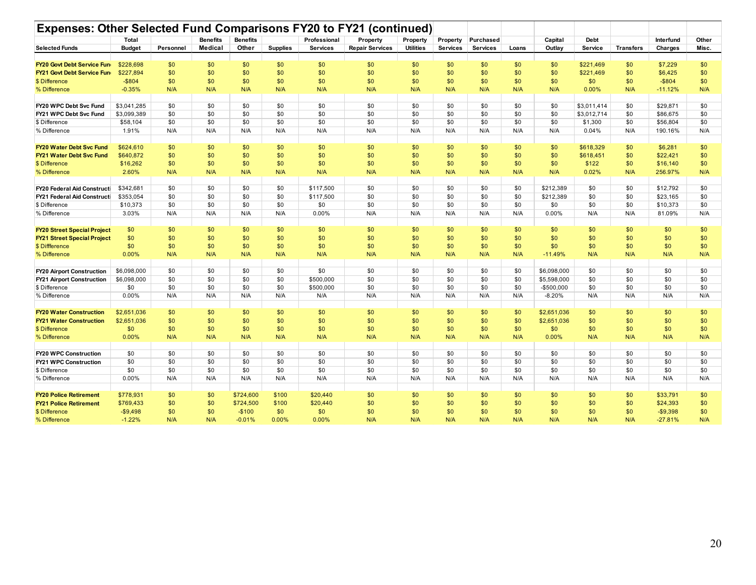# Expenses: Other Selected Fund Comparisons FY20 to FY21 (continued)

| Selected Funds | Total Budget | Personnel | Benefits Medical | Benefits Other | Supplies | Professional Services | Property Repair Services | Property Utilities | Property Services | Purchased Services | Loans | Capital Outlay | Debt Service | Transfers | Interfund Charges | Other Misc. |
|---|---|---|---|---|---|---|---|---|---|---|---|---|---|---|---|---|
| **FY20 Govt Debt Service Fun** | $228,698 | $0 | $0 | $0 | $0 | $0 | $0 | $0 | $0 | $0 | $0 | $0 | $221,469 | $0 | $7,229 | $0 |
| **FY21 Govt Debt Service Fun** | $227,894 | $0 | $0 | $0 | $0 | $0 | $0 | $0 | $0 | $0 | $0 | $0 | $221,469 | $0 | $6,425 | $0 |
| $ Difference | -$804 | $0 | $0 | $0 | $0 | $0 | $0 | $0 | $0 | $0 | $0 | $0 | $0 | $0 | -$804 | $0 |
| % Difference | -0.35% | N/A | N/A | N/A | N/A | N/A | N/A | N/A | N/A | N/A | N/A | N/A | 0.00% | N/A | -11.12% | N/A |
| **FY20 WPC Debt Svc Fund** | $3,041,285 | $0 | $0 | $0 | $0 | $0 | $0 | $0 | $0 | $0 | $0 | $0 | $3,011,414 | $0 | $29,871 | $0 |
| **FY21 WPC Debt Svc Fund** | $3,099,389 | $0 | $0 | $0 | $0 | $0 | $0 | $0 | $0 | $0 | $0 | $0 | $3,012,714 | $0 | $86,675 | $0 |
| $ Difference | $58,104 | $0 | $0 | $0 | $0 | $0 | $0 | $0 | $0 | $0 | $0 | $0 | $1,300 | $0 | $56,804 | $0 |
| % Difference | 1.91% | N/A | N/A | N/A | N/A | N/A | N/A | N/A | N/A | N/A | N/A | N/A | 0.04% | N/A | 190.16% | N/A |
| **FY20 Water Debt Svc Fund** | $624,610 | $0 | $0 | $0 | $0 | $0 | $0 | $0 | $0 | $0 | $0 | $0 | $618,329 | $0 | $6,281 | $0 |
| **FY21 Water Debt Svc Fund** | $640,872 | $0 | $0 | $0 | $0 | $0 | $0 | $0 | $0 | $0 | $0 | $0 | $618,451 | $0 | $22,421 | $0 |
| $ Difference | $16,262 | $0 | $0 | $0 | $0 | $0 | $0 | $0 | $0 | $0 | $0 | $0 | $122 | $0 | $16,140 | $0 |
| % Difference | 2.60% | N/A | N/A | N/A | N/A | N/A | N/A | N/A | N/A | N/A | N/A | N/A | 0.02% | N/A | 256.97% | N/A |
| **FY20 Federal Aid Constructi** | $342,681 | $0 | $0 | $0 | $0 | $117,500 | $0 | $0 | $0 | $0 | $0 | $212,389 | $0 | $0 | $12,792 | $0 |
| **FY21 Federal Aid Constructi** | $353,054 | $0 | $0 | $0 | $0 | $117,500 | $0 | $0 | $0 | $0 | $0 | $212,389 | $0 | $0 | $23,165 | $0 |
| $ Difference | $10,373 | $0 | $0 | $0 | $0 | $0 | $0 | $0 | $0 | $0 | $0 | $0 | $0 | $0 | $10,373 | $0 |
| % Difference | 3.03% | N/A | N/A | N/A | N/A | 0.00% | N/A | N/A | N/A | N/A | N/A | 0.00% | N/A | N/A | 81.09% | N/A |
| **FY20 Street Special Project** | $0 | $0 | $0 | $0 | $0 | $0 | $0 | $0 | $0 | $0 | $0 | $0 | $0 | $0 | $0 | $0 |
| **FY21 Street Special Project** | $0 | $0 | $0 | $0 | $0 | $0 | $0 | $0 | $0 | $0 | $0 | $0 | $0 | $0 | $0 | $0 |
| $ Diffference | $0 | $0 | $0 | $0 | $0 | $0 | $0 | $0 | $0 | $0 | $0 | $0 | $0 | $0 | $0 | $0 |
| % Difference | 0.00% | N/A | N/A | N/A | N/A | N/A | N/A | N/A | N/A | N/A | N/A | -11.49% | N/A | N/A | N/A | N/A |
| **FY20 Airport Construction** | $6,098,000 | $0 | $0 | $0 | $0 | $0 | $0 | $0 | $0 | $0 | $0 | $6,098,000 | $0 | $0 | $0 | $0 |
| **FY21 Airport Construction** | $6,098,000 | $0 | $0 | $0 | $0 | $500,000 | $0 | $0 | $0 | $0 | $0 | $5,598,000 | $0 | $0 | $0 | $0 |
| $ Difference | $0 | $0 | $0 | $0 | $0 | $500,000 | $0 | $0 | $0 | $0 | $0 | -$500,000 | $0 | $0 | $0 | $0 |
| % Difference | 0.00% | N/A | N/A | N/A | N/A | N/A | N/A | N/A | N/A | N/A | N/A | -8.20% | N/A | N/A | N/A | N/A |
| **FY20 Water Construction** | $2,651,036 | $0 | $0 | $0 | $0 | $0 | $0 | $0 | $0 | $0 | $0 | $2,651,036 | $0 | $0 | $0 | $0 |
| **FY21 Water Construction** | $2,651,036 | $0 | $0 | $0 | $0 | $0 | $0 | $0 | $0 | $0 | $0 | $2,651,036 | $0 | $0 | $0 | $0 |
| $ Difference | $0 | $0 | $0 | $0 | $0 | $0 | $0 | $0 | $0 | $0 | $0 | $0 | $0 | $0 | $0 | $0 |
| % Difference | 0.00% | N/A | N/A | N/A | N/A | N/A | N/A | N/A | N/A | N/A | N/A | 0.00% | N/A | N/A | N/A | N/A |
| **FY20 WPC Construction** | $0 | $0 | $0 | $0 | $0 | $0 | $0 | $0 | $0 | $0 | $0 | $0 | $0 | $0 | $0 | $0 |
| **FY21 WPC Construction** | $0 | $0 | $0 | $0 | $0 | $0 | $0 | $0 | $0 | $0 | $0 | $0 | $0 | $0 | $0 | $0 |
| $ Difference | $0 | $0 | $0 | $0 | $0 | $0 | $0 | $0 | $0 | $0 | $0 | $0 | $0 | $0 | $0 | $0 |
| % Difference | 0.00% | N/A | N/A | N/A | N/A | N/A | N/A | N/A | N/A | N/A | N/A | N/A | N/A | N/A | N/A | N/A |
| **FY20 Police Retirement** | $778,931 | $0 | $0 | $724,600 | $100 | $20,440 | $0 | $0 | $0 | $0 | $0 | $0 | $0 | $0 | $33,791 | $0 |
| **FY21 Police Retirement** | $769,433 | $0 | $0 | $724,500 | $100 | $20,440 | $0 | $0 | $0 | $0 | $0 | $0 | $0 | $0 | $24,393 | $0 |
| $ Difference | -$9,498 | $0 | $0 | -$100 | $0 | $0 | $0 | $0 | $0 | $0 | $0 | $0 | $0 | $0 | -$9,398 | $0 |
| % Difference | -1.22% | N/A | N/A | -0.01% | 0.00% | 0.00% | N/A | N/A | N/A | N/A | N/A | N/A | N/A | N/A | -27.81% | N/A |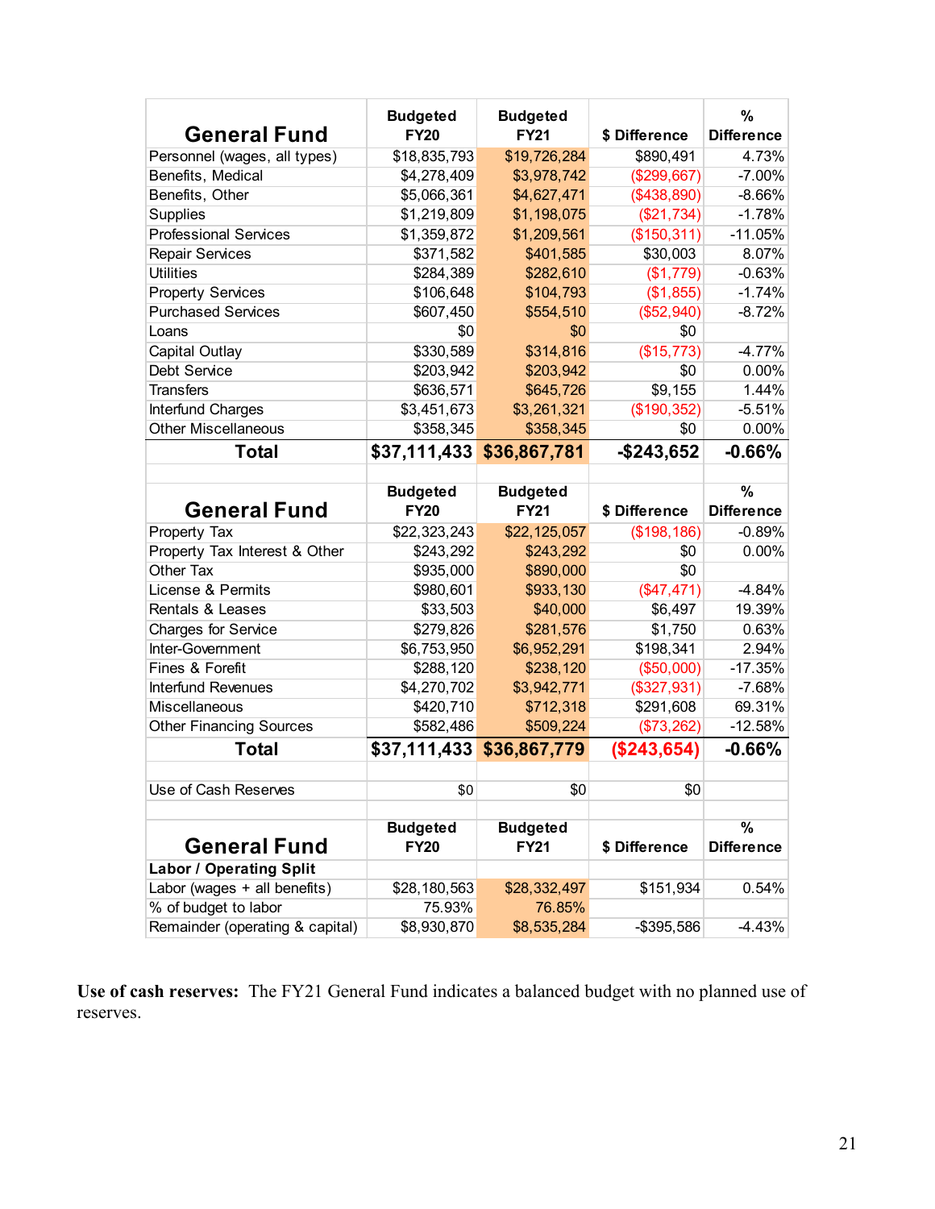| General Fund | Budgeted FY20 | Budgeted FY21 | $ Difference | % Difference |
|---|---|---|---|---|
| Personnel (wages, all types) | $18,835,793 | $19,726,284 | $890,491 | 4.73% |
| Benefits, Medical | $4,278,409 | $3,978,742 | ($299,667) | -7.00% |
| Benefits, Other | $5,066,361 | $4,627,471 | ($438,890) | -8.66% |
| Supplies | $1,219,809 | $1,198,075 | ($21,734) | -1.78% |
| Professional Services | $1,359,872 | $1,209,561 | ($150,311) | -11.05% |
| Repair Services | $371,582 | $401,585 | $30,003 | 8.07% |
| Utilities | $284,389 | $282,610 | ($1,779) | -0.63% |
| Property Services | $106,648 | $104,793 | ($1,855) | -1.74% |
| Purchased Services | $607,450 | $554,510 | ($52,940) | -8.72% |
| Loans | $0 | $0 | $0 | |
| Capital Outlay | $330,589 | $314,816 | ($15,773) | -4.77% |
| Debt Service | $203,942 | $203,942 | $0 | 0.00% |
| Transfers | $636,571 | $645,726 | $9,155 | 1.44% |
| Interfund Charges | $3,451,673 | $3,261,321 | ($190,352) | -5.51% |
| Other Miscellaneous | $358,345 | $358,345 | $0 | 0.00% |
| **Total** | **$37,111,433** | **$36,867,781** | **-$243,652** | **-0.66%** |

| General Fund | Budgeted FY20 | Budgeted FY21 | $ Difference | % Difference |
|---|---|---|---|---|
| Property Tax | $22,323,243 | $22,125,057 | ($198,186) | -0.89% |
| Property Tax Interest & Other | $243,292 | $243,292 | $0 | 0.00% |
| Other Tax | $935,000 | $890,000 | $0 | |
| License & Permits | $980,601 | $933,130 | ($47,471) | -4.84% |
| Rentals & Leases | $33,503 | $40,000 | $6,497 | 19.39% |
| Charges for Service | $279,826 | $281,576 | $1,750 | 0.63% |
| Inter-Government | $6,753,950 | $6,952,291 | $198,341 | 2.94% |
| Fines & Forefit | $288,120 | $238,120 | ($50,000) | -17.35% |
| Interfund Revenues | $4,270,702 | $3,942,771 | ($327,931) | -7.68% |
| Miscellaneous | $420,710 | $712,318 | $291,608 | 69.31% |
| Other Financing Sources | $582,486 | $509,224 | ($73,262) | -12.58% |
| **Total** | **$37,111,433** | **$36,867,779** | **($243,654)** | **-0.66%** |
| | | | | |
| Use of Cash Reserves | $0 | $0 | $0 | |

| General Fund | Budgeted FY20 | Budgeted FY21 | $ Difference | % Difference |
|---|---|---|---|---|
| **Labor / Operating Split** | | | | |
| Labor (wages + all benefits) | $28,180,563 | $28,332,497 | $151,934 | 0.54% |
| % of budget to labor | 75.93% | 76.85% | | |
| Remainder (operating & capital) | $8,930,870 | $8,535,284 | -$395,586 | -4.43% |

**Use of cash reserves:** The FY21 General Fund indicates a balanced budget with no planned use of reserves.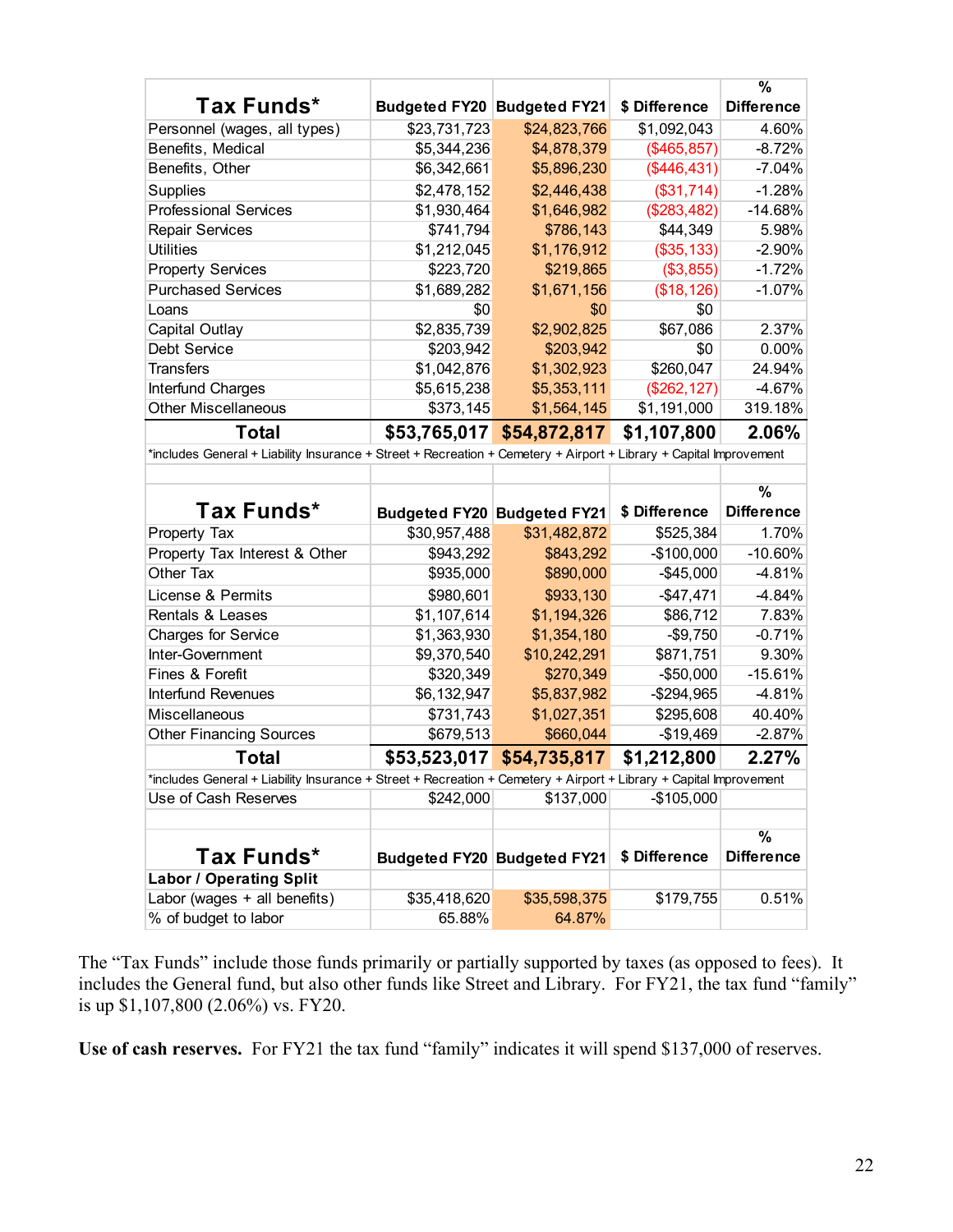| Tax Funds* | Budgeted FY20 | Budgeted FY21 | $ Difference | % Difference |
|---|---|---|---|---|
| Personnel (wages, all types) | $23,731,723 | $24,823,766 | $1,092,043 | 4.60% |
| Benefits, Medical | $5,344,236 | $4,878,379 | ($465,857) | -8.72% |
| Benefits, Other | $6,342,661 | $5,896,230 | ($446,431) | -7.04% |
| Supplies | $2,478,152 | $2,446,438 | ($31,714) | -1.28% |
| Professional Services | $1,930,464 | $1,646,982 | ($283,482) | -14.68% |
| Repair Services | $741,794 | $786,143 | $44,349 | 5.98% |
| Utilities | $1,212,045 | $1,176,912 | ($35,133) | -2.90% |
| Property Services | $223,720 | $219,865 | ($3,855) | -1.72% |
| Purchased Services | $1,689,282 | $1,671,156 | ($18,126) | -1.07% |
| Loans | $0 | $0 | $0 | |
| Capital Outlay | $2,835,739 | $2,902,825 | $67,086 | 2.37% |
| Debt Service | $203,942 | $203,942 | $0 | 0.00% |
| Transfers | $1,042,876 | $1,302,923 | $260,047 | 24.94% |
| Interfund Charges | $5,615,238 | $5,353,111 | ($262,127) | -4.67% |
| Other Miscellaneous | $373,145 | $1,564,145 | $1,191,000 | 319.18% |
| **Total** | **$53,765,017** | **$54,872,817** | **$1,107,800** | **2.06%** |

*includes General + Liability Insurance + Street + Recreation + Cemetery + Airport + Library + Capital Improvement

| Tax Funds* | Budgeted FY20 | Budgeted FY21 | $ Difference | % Difference |
|---|---|---|---|---|
| Property Tax | $30,957,488 | $31,482,872 | $525,384 | 1.70% |
| Property Tax Interest & Other | $943,292 | $843,292 | -$100,000 | -10.60% |
| Other Tax | $935,000 | $890,000 | -$45,000 | -4.81% |
| License & Permits | $980,601 | $933,130 | -$47,471 | -4.84% |
| Rentals & Leases | $1,107,614 | $1,194,326 | $86,712 | 7.83% |
| Charges for Service | $1,363,930 | $1,354,180 | -$9,750 | -0.71% |
| Inter-Government | $9,370,540 | $10,242,291 | $871,751 | 9.30% |
| Fines & Forefit | $320,349 | $270,349 | -$50,000 | -15.61% |
| Interfund Revenues | $6,132,947 | $5,837,982 | -$294,965 | -4.81% |
| Miscellaneous | $731,743 | $1,027,351 | $295,608 | 40.40% |
| Other Financing Sources | $679,513 | $660,044 | -$19,469 | -2.87% |
| **Total** | **$53,523,017** | **$54,735,817** | **$1,212,800** | **2.27%** |

*includes General + Liability Insurance + Street + Recreation + Cemetery + Airport + Library + Capital Improvement

| | Budgeted FY20 | Budgeted FY21 | $ Difference | % Difference |
|---|---|---|---|---|
| Use of Cash Reserves | $242,000 | $137,000 | -$105,000 | |

| Tax Funds* | Budgeted FY20 | Budgeted FY21 | $ Difference | % Difference |
|---|---|---|---|---|
| **Labor / Operating Split** | | | | |
| Labor (wages + all benefits) | $35,418,620 | $35,598,375 | $179,755 | 0.51% |
| % of budget to labor | 65.88% | 64.87% | | |

The "Tax Funds" include those funds primarily or partially supported by taxes (as opposed to fees). It includes the General fund, but also other funds like Street and Library. For FY21, the tax fund "family" is up $1,107,800 (2.06%) vs. FY20.

**Use of cash reserves.** For FY21 the tax fund "family" indicates it will spend $137,000 of reserves.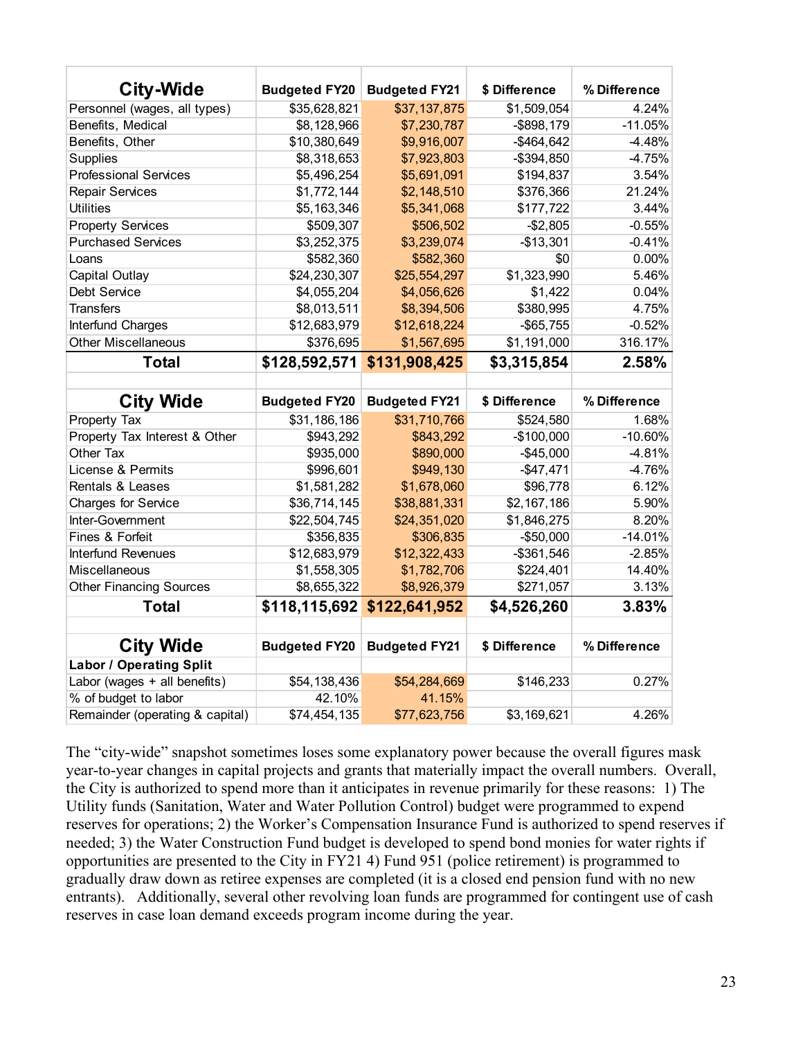| City-Wide | Budgeted FY20 | Budgeted FY21 | $ Difference | % Difference |
|---|---|---|---|---|
| Personnel (wages, all types) | $35,628,821 | $37,137,875 | $1,509,054 | 4.24% |
| Benefits, Medical | $8,128,966 | $7,230,787 | -$898,179 | -11.05% |
| Benefits, Other | $10,380,649 | $9,916,007 | -$464,642 | -4.48% |
| Supplies | $8,318,653 | $7,923,803 | -$394,850 | -4.75% |
| Professional Services | $5,496,254 | $5,691,091 | $194,837 | 3.54% |
| Repair Services | $1,772,144 | $2,148,510 | $376,366 | 21.24% |
| Utilities | $5,163,346 | $5,341,068 | $177,722 | 3.44% |
| Property Services | $509,307 | $506,502 | -$2,805 | -0.55% |
| Purchased Services | $3,252,375 | $3,239,074 | -$13,301 | -0.41% |
| Loans | $582,360 | $582,360 | $0 | 0.00% |
| Capital Outlay | $24,230,307 | $25,554,297 | $1,323,990 | 5.46% |
| Debt Service | $4,055,204 | $4,056,626 | $1,422 | 0.04% |
| Transfers | $8,013,511 | $8,394,506 | $380,995 | 4.75% |
| Interfund Charges | $12,683,979 | $12,618,224 | -$65,755 | -0.52% |
| Other Miscellaneous | $376,695 | $1,567,695 | $1,191,000 | 316.17% |
| **Total** | **$128,592,571** | **$131,908,425** | **$3,315,854** | **2.58%** |

| City Wide | Budgeted FY20 | Budgeted FY21 | $ Difference | % Difference |
|---|---|---|---|---|
| Property Tax | $31,186,186 | $31,710,766 | $524,580 | 1.68% |
| Property Tax Interest & Other | $943,292 | $843,292 | -$100,000 | -10.60% |
| Other Tax | $935,000 | $890,000 | -$45,000 | -4.81% |
| License & Permits | $996,601 | $949,130 | -$47,471 | -4.76% |
| Rentals & Leases | $1,581,282 | $1,678,060 | $96,778 | 6.12% |
| Charges for Service | $36,714,145 | $38,881,331 | $2,167,186 | 5.90% |
| Inter-Government | $22,504,745 | $24,351,020 | $1,846,275 | 8.20% |
| Fines & Forfeit | $356,835 | $306,835 | -$50,000 | -14.01% |
| Interfund Revenues | $12,683,979 | $12,322,433 | -$361,546 | -2.85% |
| Miscellaneous | $1,558,305 | $1,782,706 | $224,401 | 14.40% |
| Other Financing Sources | $8,655,322 | $8,926,379 | $271,057 | 3.13% |
| **Total** | **$118,115,692** | **$122,641,952** | **$4,526,260** | **3.83%** |

| City Wide | Budgeted FY20 | Budgeted FY21 | $ Difference | % Difference |
|---|---|---|---|---|
| **Labor / Operating Split** | | | | |
| Labor (wages + all benefits) | $54,138,436 | $54,284,669 | $146,233 | 0.27% |
| % of budget to labor | 42.10% | 41.15% | | |
| Remainder (operating & capital) | $74,454,135 | $77,623,756 | $3,169,621 | 4.26% |

The "city-wide" snapshot sometimes loses some explanatory power because the overall figures mask year-to-year changes in capital projects and grants that materially impact the overall numbers. Overall, the City is authorized to spend more than it anticipates in revenue primarily for these reasons: 1) The Utility funds (Sanitation, Water and Water Pollution Control) budget were programmed to expend reserves for operations; 2) the Worker's Compensation Insurance Fund is authorized to spend reserves if needed; 3) the Water Construction Fund budget is developed to spend bond monies for water rights if opportunities are presented to the City in FY21 4) Fund 951 (police retirement) is programmed to gradually draw down as retiree expenses are completed (it is a closed end pension fund with no new entrants). Additionally, several other revolving loan funds are programmed for contingent use of cash reserves in case loan demand exceeds program income during the year.